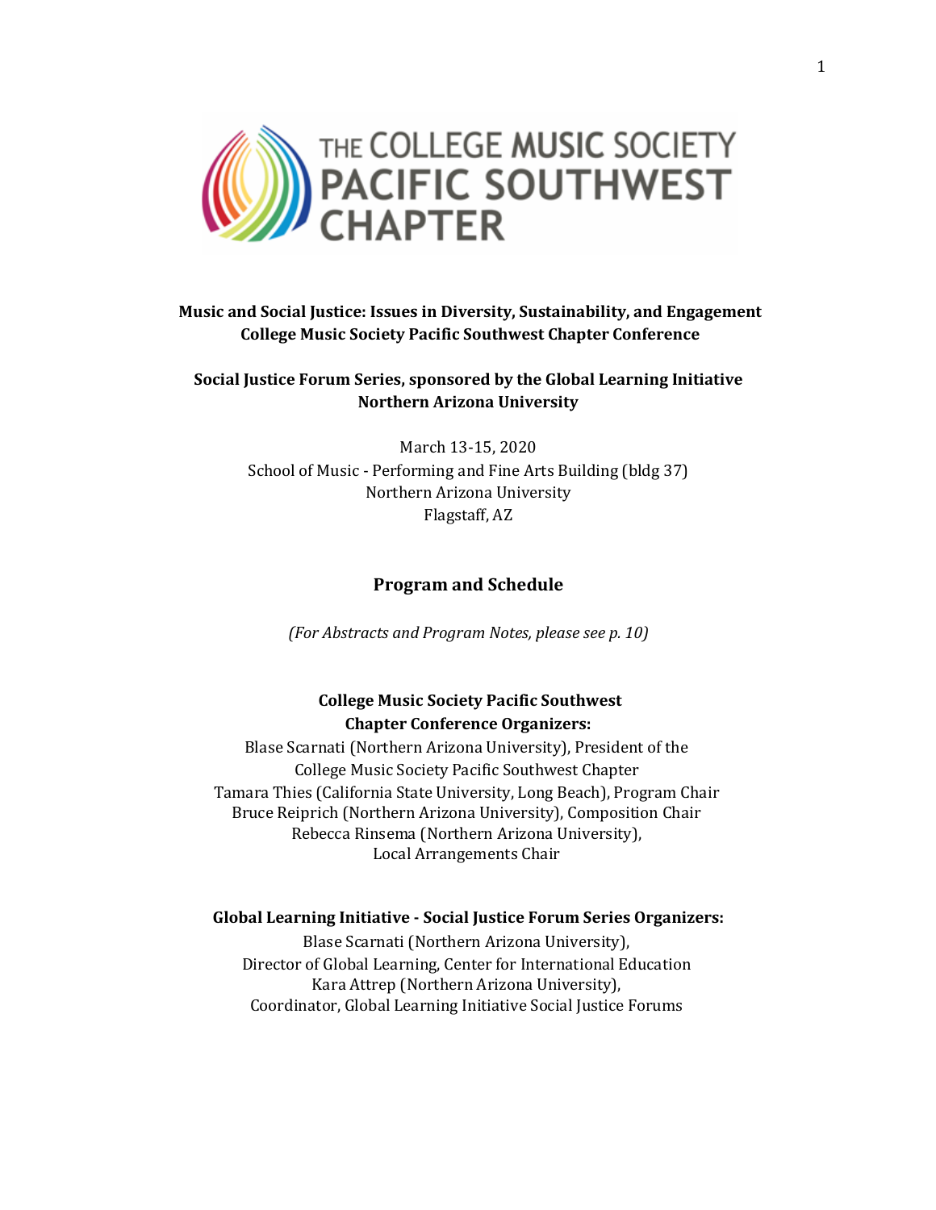THE COLLEGE MUSIC SOCIETY
PACIFIC SOUTHWEST
CHAPTER

**Music and Social Justice: Issues in Diversity, Sustainability, and Engagement**
**College Music Society Pacific Southwest Chapter Conference**

**Social Justice Forum Series, sponsored by the Global Learning Initiative**
**Northern Arizona University**

March 13-15, 2020
School of Music - Performing and Fine Arts Building (bldg 37)
Northern Arizona University
Flagstaff, AZ

## Program and Schedule

*(For Abstracts and Program Notes, please see p. 10)*

**College Music Society Pacific Southwest**
**Chapter Conference Organizers:**

Blase Scarnati (Northern Arizona University), President of the College Music Society Pacific Southwest Chapter
Tamara Thies (California State University, Long Beach), Program Chair
Bruce Reiprich (Northern Arizona University), Composition Chair
Rebecca Rinsema (Northern Arizona University), Local Arrangements Chair

**Global Learning Initiative - Social Justice Forum Series Organizers:**

Blase Scarnati (Northern Arizona University), Director of Global Learning, Center for International Education
Kara Attrep (Northern Arizona University), Coordinator, Global Learning Initiative Social Justice Forums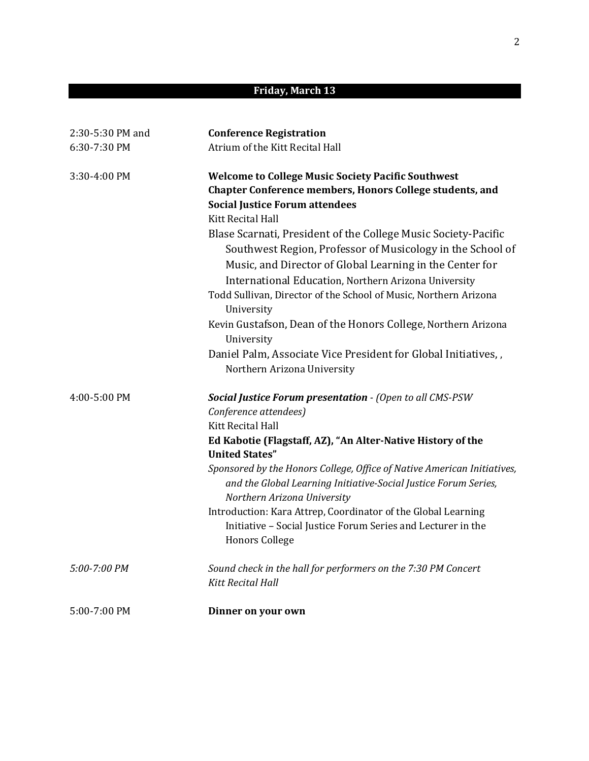## Friday, March 13

| | |
|---|---|
| 2:30-5:30 PM and 6:30-7:30 PM | **Conference Registration**<br>Atrium of the Kitt Recital Hall |
| 3:30-4:00 PM | **Welcome to College Music Society Pacific Southwest Chapter Conference members, Honors College students, and Social Justice Forum attendees**<br>Kitt Recital Hall<br>Blase Scarnati, President of the College Music Society-Pacific Southwest Region, Professor of Musicology in the School of Music, and Director of Global Learning in the Center for International Education, Northern Arizona University<br>Todd Sullivan, Director of the School of Music, Northern Arizona University<br>Kevin Gustafson, Dean of the Honors College, Northern Arizona University<br>Daniel Palm, Associate Vice President for Global Initiatives, , Northern Arizona University |
| 4:00-5:00 PM | ***Social Justice Forum presentation*** *- (Open to all CMS-PSW Conference attendees)*<br>Kitt Recital Hall<br>**Ed Kabotie (Flagstaff, AZ), "An Alter-Native History of the United States"**<br>*Sponsored by the Honors College, Office of Native American Initiatives, and the Global Learning Initiative-Social Justice Forum Series, Northern Arizona University*<br>Introduction: Kara Attrep, Coordinator of the Global Learning Initiative – Social Justice Forum Series and Lecturer in the Honors College |
| *5:00-7:00 PM* | *Sound check in the hall for performers on the 7:30 PM Concert*<br>*Kitt Recital Hall* |
| 5:00-7:00 PM | **Dinner on your own** |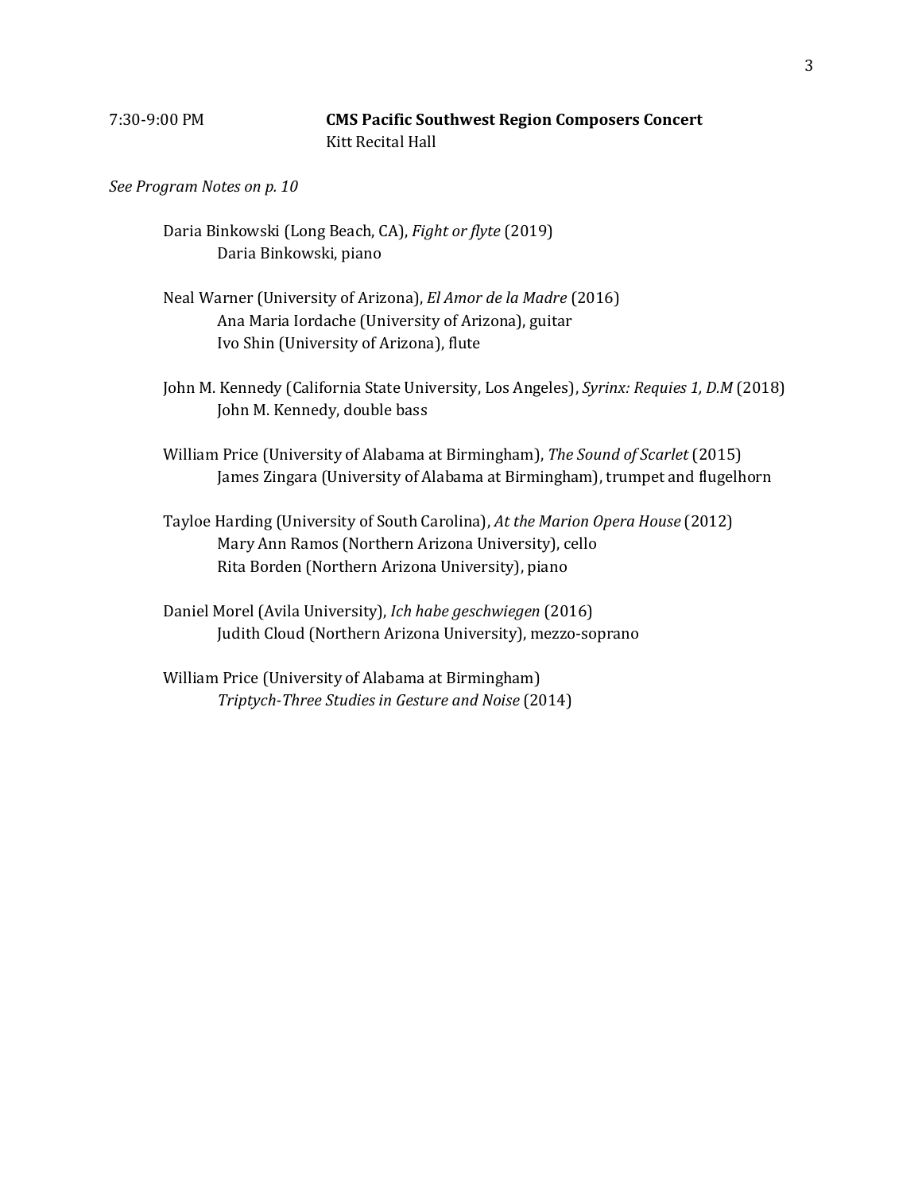7:30-9:00 PM **CMS Pacific Southwest Region Composers Concert**
Kitt Recital Hall

*See Program Notes on p. 10*

Daria Binkowski (Long Beach, CA), *Fight or flyte* (2019)
Daria Binkowski, piano

Neal Warner (University of Arizona), *El Amor de la Madre* (2016)
Ana Maria Iordache (University of Arizona), guitar
Ivo Shin (University of Arizona), flute

John M. Kennedy (California State University, Los Angeles), *Syrinx: Requies 1, D.M* (2018)
John M. Kennedy, double bass

William Price (University of Alabama at Birmingham), *The Sound of Scarlet* (2015)
James Zingara (University of Alabama at Birmingham), trumpet and flugelhorn

Tayloe Harding (University of South Carolina), *At the Marion Opera House* (2012)
Mary Ann Ramos (Northern Arizona University), cello
Rita Borden (Northern Arizona University), piano

Daniel Morel (Avila University), *Ich habe geschwiegen* (2016)
Judith Cloud (Northern Arizona University), mezzo-soprano

William Price (University of Alabama at Birmingham)
*Triptych-Three Studies in Gesture and Noise* (2014)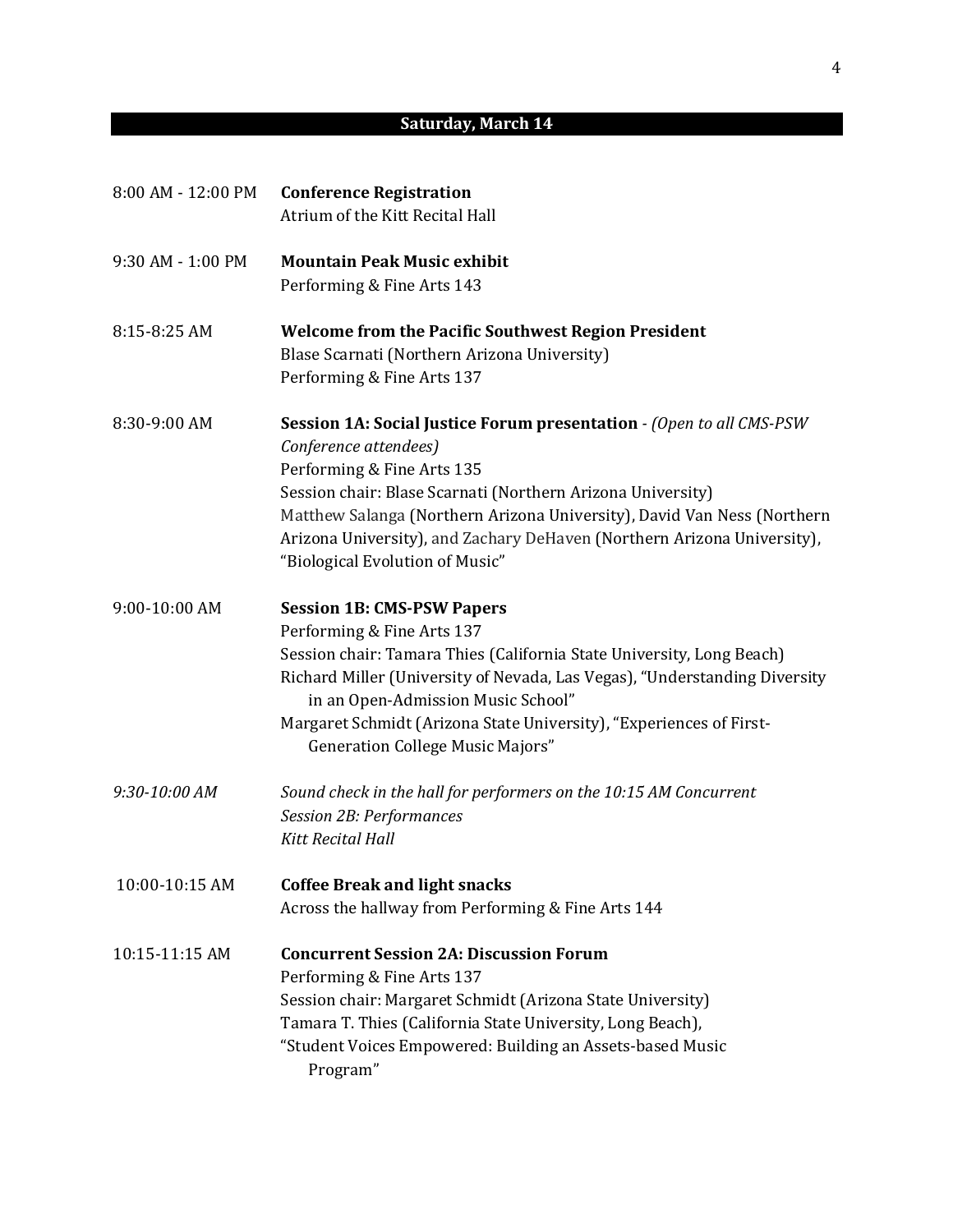## Saturday, March 14

8:00 AM - 12:00 PM **Conference Registration**
Atrium of the Kitt Recital Hall

9:30 AM - 1:00 PM **Mountain Peak Music exhibit**
Performing & Fine Arts 143

8:15-8:25 AM **Welcome from the Pacific Southwest Region President**
Blase Scarnati (Northern Arizona University)
Performing & Fine Arts 137

8:30-9:00 AM **Session 1A: Social Justice Forum presentation** - *(Open to all CMS-PSW Conference attendees)*
Performing & Fine Arts 135
Session chair: Blase Scarnati (Northern Arizona University)
Matthew Salanga (Northern Arizona University), David Van Ness (Northern Arizona University), and Zachary DeHaven (Northern Arizona University), "Biological Evolution of Music"

9:00-10:00 AM **Session 1B: CMS-PSW Papers**
Performing & Fine Arts 137
Session chair: Tamara Thies (California State University, Long Beach)
Richard Miller (University of Nevada, Las Vegas), "Understanding Diversity in an Open-Admission Music School"
Margaret Schmidt (Arizona State University), "Experiences of First-Generation College Music Majors"

*9:30-10:00 AM* *Sound check in the hall for performers on the 10:15 AM Concurrent Session 2B: Performances*
*Kitt Recital Hall*

10:00-10:15 AM **Coffee Break and light snacks**
Across the hallway from Performing & Fine Arts 144

10:15-11:15 AM **Concurrent Session 2A: Discussion Forum**
Performing & Fine Arts 137
Session chair: Margaret Schmidt (Arizona State University)
Tamara T. Thies (California State University, Long Beach), "Student Voices Empowered: Building an Assets-based Music Program"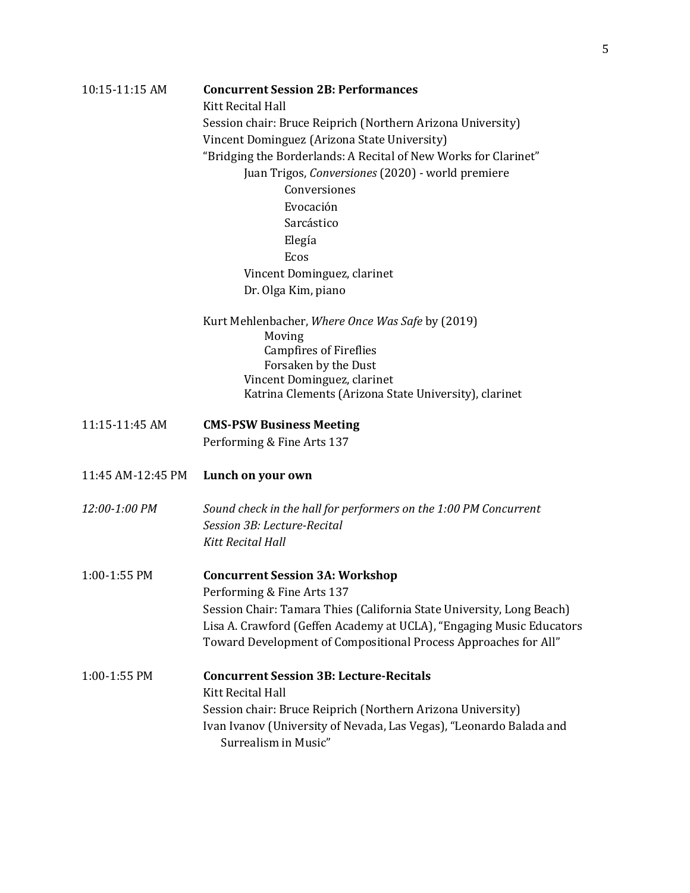10:15-11:15 AM **Concurrent Session 2B: Performances**
Kitt Recital Hall
Session chair: Bruce Reiprich (Northern Arizona University)
Vincent Dominguez (Arizona State University)
"Bridging the Borderlands: A Recital of New Works for Clarinet"

Juan Trigos, *Conversiones* (2020) - world premiere
- Conversiones
- Evocación
- Sarcástico
- Elegía
- Ecos

Vincent Dominguez, clarinet
Dr. Olga Kim, piano

Kurt Mehlenbacher, *Where Once Was Safe* by (2019)
- Moving
- Campfires of Fireflies
- Forsaken by the Dust

Vincent Dominguez, clarinet
Katrina Clements (Arizona State University), clarinet

11:15-11:45 AM **CMS-PSW Business Meeting**
Performing & Fine Arts 137

11:45 AM-12:45 PM **Lunch on your own**

*12:00-1:00 PM* *Sound check in the hall for performers on the 1:00 PM Concurrent Session 3B: Lecture-Recital*
*Kitt Recital Hall*

1:00-1:55 PM **Concurrent Session 3A: Workshop**
Performing & Fine Arts 137
Session Chair: Tamara Thies (California State University, Long Beach)
Lisa A. Crawford (Geffen Academy at UCLA), "Engaging Music Educators Toward Development of Compositional Process Approaches for All"

1:00-1:55 PM **Concurrent Session 3B: Lecture-Recitals**
Kitt Recital Hall
Session chair: Bruce Reiprich (Northern Arizona University)
Ivan Ivanov (University of Nevada, Las Vegas), "Leonardo Balada and Surrealism in Music"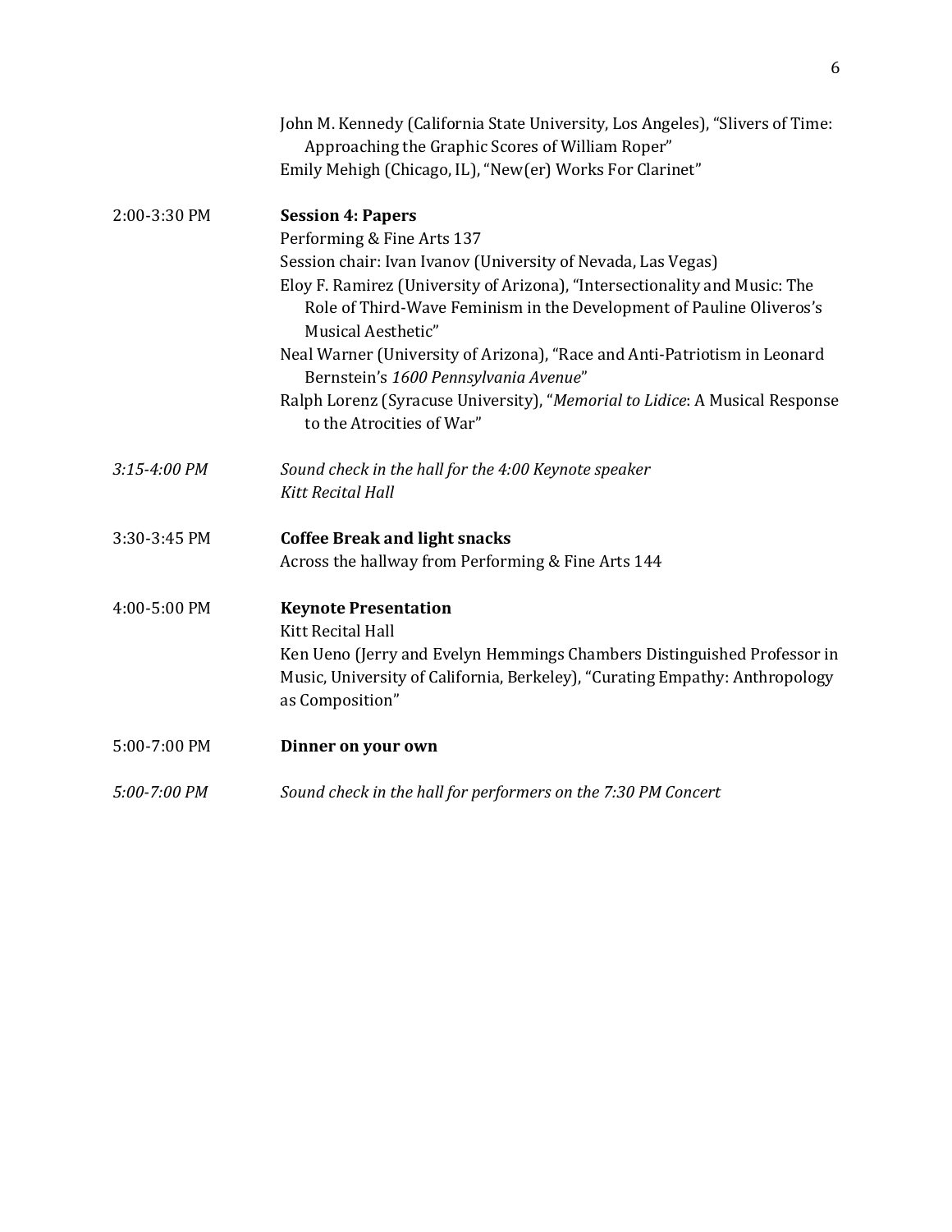John M. Kennedy (California State University, Los Angeles), "Slivers of Time: Approaching the Graphic Scores of William Roper"
Emily Mehigh (Chicago, IL), "New(er) Works For Clarinet"

2:00-3:30 PM **Session 4: Papers**
Performing & Fine Arts 137
Session chair: Ivan Ivanov (University of Nevada, Las Vegas)
Eloy F. Ramirez (University of Arizona), "Intersectionality and Music: The Role of Third-Wave Feminism in the Development of Pauline Oliveros's Musical Aesthetic"
Neal Warner (University of Arizona), "Race and Anti-Patriotism in Leonard Bernstein's *1600 Pennsylvania Avenue*"
Ralph Lorenz (Syracuse University), "*Memorial to Lidice*: A Musical Response to the Atrocities of War"

*3:15-4:00 PM* *Sound check in the hall for the 4:00 Keynote speaker*
*Kitt Recital Hall*

3:30-3:45 PM **Coffee Break and light snacks**
Across the hallway from Performing & Fine Arts 144

4:00-5:00 PM **Keynote Presentation**
Kitt Recital Hall
Ken Ueno (Jerry and Evelyn Hemmings Chambers Distinguished Professor in Music, University of California, Berkeley), "Curating Empathy: Anthropology as Composition"

5:00-7:00 PM **Dinner on your own**

*5:00-7:00 PM* *Sound check in the hall for performers on the 7:30 PM Concert*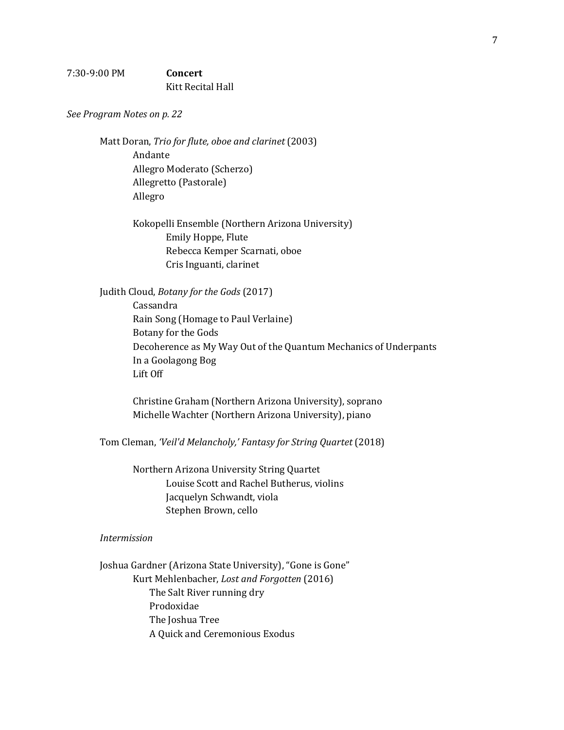7:30-9:00 PM **Concert**
Kitt Recital Hall

*See Program Notes on p. 22*

Matt Doran, *Trio for flute, oboe and clarinet* (2003)
- Andante
- Allegro Moderato (Scherzo)
- Allegretto (Pastorale)
- Allegro

Kokopelli Ensemble (Northern Arizona University)
- Emily Hoppe, Flute
- Rebecca Kemper Scarnati, oboe
- Cris Inguanti, clarinet

Judith Cloud, *Botany for the Gods* (2017)
- Cassandra
- Rain Song (Homage to Paul Verlaine)
- Botany for the Gods
- Decoherence as My Way Out of the Quantum Mechanics of Underpants
- In a Goolagong Bog
- Lift Off

Christine Graham (Northern Arizona University), soprano
Michelle Wachter (Northern Arizona University), piano

Tom Cleman, *'Veil'd Melancholy,' Fantasy for String Quartet* (2018)

Northern Arizona University String Quartet
- Louise Scott and Rachel Butherus, violins
- Jacquelyn Schwandt, viola
- Stephen Brown, cello

*Intermission*

Joshua Gardner (Arizona State University), "Gone is Gone"

Kurt Mehlenbacher, *Lost and Forgotten* (2016)
- The Salt River running dry
- Prodoxidae
- The Joshua Tree
- A Quick and Ceremonious Exodus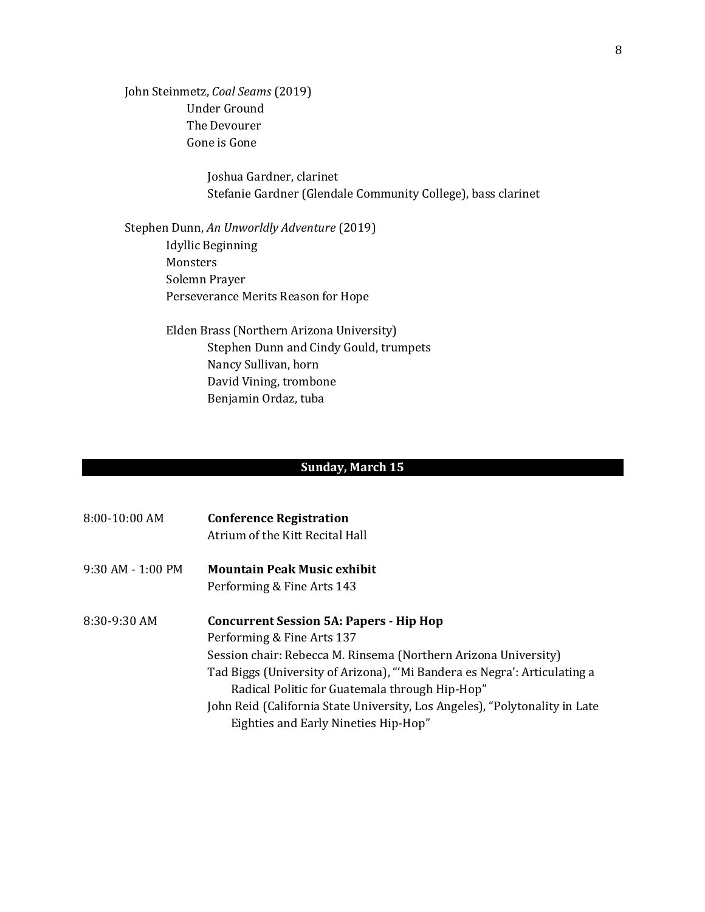John Steinmetz, *Coal Seams* (2019)

Under Ground
The Devourer
Gone is Gone

Joshua Gardner, clarinet
Stefanie Gardner (Glendale Community College), bass clarinet

Stephen Dunn, *An Unworldly Adventure* (2019)

Idyllic Beginning
Monsters
Solemn Prayer
Perseverance Merits Reason for Hope

Elden Brass (Northern Arizona University)

Stephen Dunn and Cindy Gould, trumpets
Nancy Sullivan, horn
David Vining, trombone
Benjamin Ordaz, tuba

## Sunday, March 15

8:00-10:00 AM — **Conference Registration**
Atrium of the Kitt Recital Hall

9:30 AM - 1:00 PM — **Mountain Peak Music exhibit**
Performing & Fine Arts 143

8:30-9:30 AM — **Concurrent Session 5A: Papers - Hip Hop**
Performing & Fine Arts 137
Session chair: Rebecca M. Rinsema (Northern Arizona University)
Tad Biggs (University of Arizona), "'Mi Bandera es Negra': Articulating a Radical Politic for Guatemala through Hip-Hop"
John Reid (California State University, Los Angeles), "Polytonality in Late Eighties and Early Nineties Hip-Hop"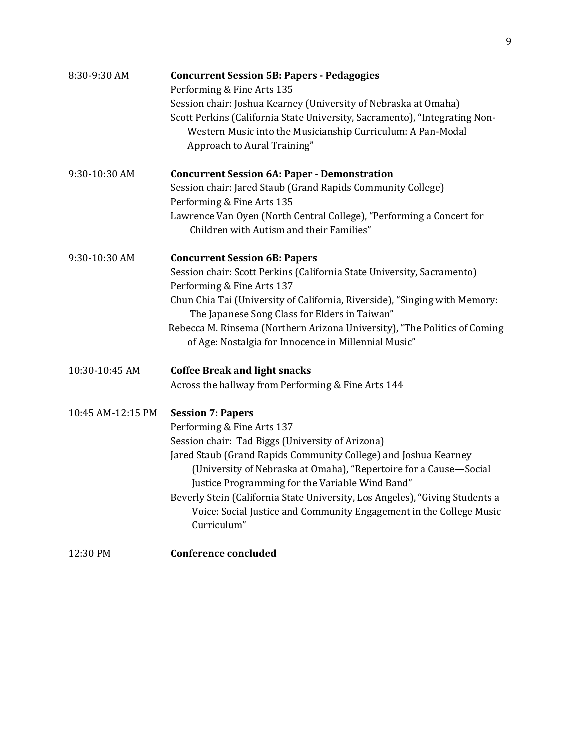8:30-9:30 AM **Concurrent Session 5B: Papers - Pedagogies**
Performing & Fine Arts 135
Session chair: Joshua Kearney (University of Nebraska at Omaha)
Scott Perkins (California State University, Sacramento), "Integrating Non-Western Music into the Musicianship Curriculum: A Pan-Modal Approach to Aural Training"

9:30-10:30 AM **Concurrent Session 6A: Paper - Demonstration**
Session chair: Jared Staub (Grand Rapids Community College)
Performing & Fine Arts 135
Lawrence Van Oyen (North Central College), "Performing a Concert for Children with Autism and their Families"

9:30-10:30 AM **Concurrent Session 6B: Papers**
Session chair: Scott Perkins (California State University, Sacramento)
Performing & Fine Arts 137
Chun Chia Tai (University of California, Riverside), "Singing with Memory: The Japanese Song Class for Elders in Taiwan"
Rebecca M. Rinsema (Northern Arizona University), "The Politics of Coming of Age: Nostalgia for Innocence in Millennial Music"

10:30-10:45 AM **Coffee Break and light snacks**
Across the hallway from Performing & Fine Arts 144

10:45 AM-12:15 PM **Session 7: Papers**
Performing & Fine Arts 137
Session chair: Tad Biggs (University of Arizona)
Jared Staub (Grand Rapids Community College) and Joshua Kearney (University of Nebraska at Omaha), "Repertoire for a Cause—Social Justice Programming for the Variable Wind Band"
Beverly Stein (California State University, Los Angeles), "Giving Students a Voice: Social Justice and Community Engagement in the College Music Curriculum"

12:30 PM **Conference concluded**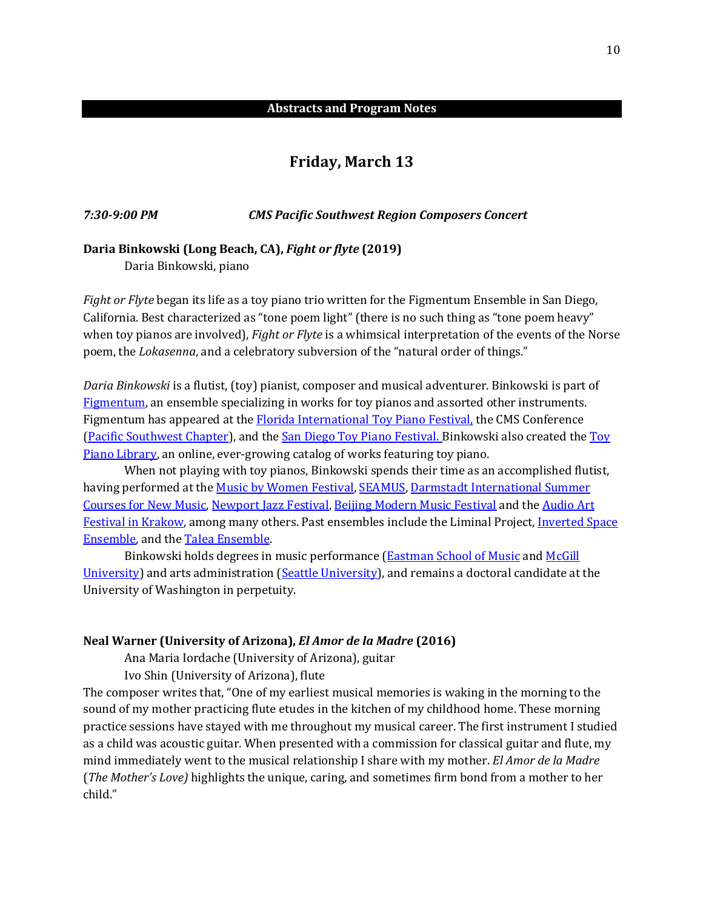## Abstracts and Program Notes

## Friday, March 13

***7:30-9:00 PM*** ***CMS Pacific Southwest Region Composers Concert***

**Daria Binkowski (Long Beach, CA), *Fight or flyte* (2019)**
Daria Binkowski, piano

*Fight or Flyte* began its life as a toy piano trio written for the Figmentum Ensemble in San Diego, California. Best characterized as "tone poem light" (there is no such thing as "tone poem heavy" when toy pianos are involved), *Fight or Flyte* is a whimsical interpretation of the events of the Norse poem, the *Lokasenna*, and a celebratory subversion of the "natural order of things."

*Daria Binkowski* is a flutist, (toy) pianist, composer and musical adventurer. Binkowski is part of Figmentum, an ensemble specializing in works for toy pianos and assorted other instruments. Figmentum has appeared at the Florida International Toy Piano Festival, the CMS Conference (Pacific Southwest Chapter), and the San Diego Toy Piano Festival. Binkowski also created the Toy Piano Library, an online, ever-growing catalog of works featuring toy piano.

When not playing with toy pianos, Binkowski spends their time as an accomplished flutist, having performed at the Music by Women Festival, SEAMUS, Darmstadt International Summer Courses for New Music, Newport Jazz Festival, Beijing Modern Music Festival and the Audio Art Festival in Krakow, among many others. Past ensembles include the Liminal Project, Inverted Space Ensemble, and the Talea Ensemble.

Binkowski holds degrees in music performance (Eastman School of Music and McGill University) and arts administration (Seattle University), and remains a doctoral candidate at the University of Washington in perpetuity.

**Neal Warner (University of Arizona), *El Amor de la Madre* (2016)**
Ana Maria Iordache (University of Arizona), guitar
Ivo Shin (University of Arizona), flute

The composer writes that, "One of my earliest musical memories is waking in the morning to the sound of my mother practicing flute etudes in the kitchen of my childhood home. These morning practice sessions have stayed with me throughout my musical career. The first instrument I studied as a child was acoustic guitar. When presented with a commission for classical guitar and flute, my mind immediately went to the musical relationship I share with my mother. *El Amor de la Madre* (*The Mother's Love)* highlights the unique, caring, and sometimes firm bond from a mother to her child."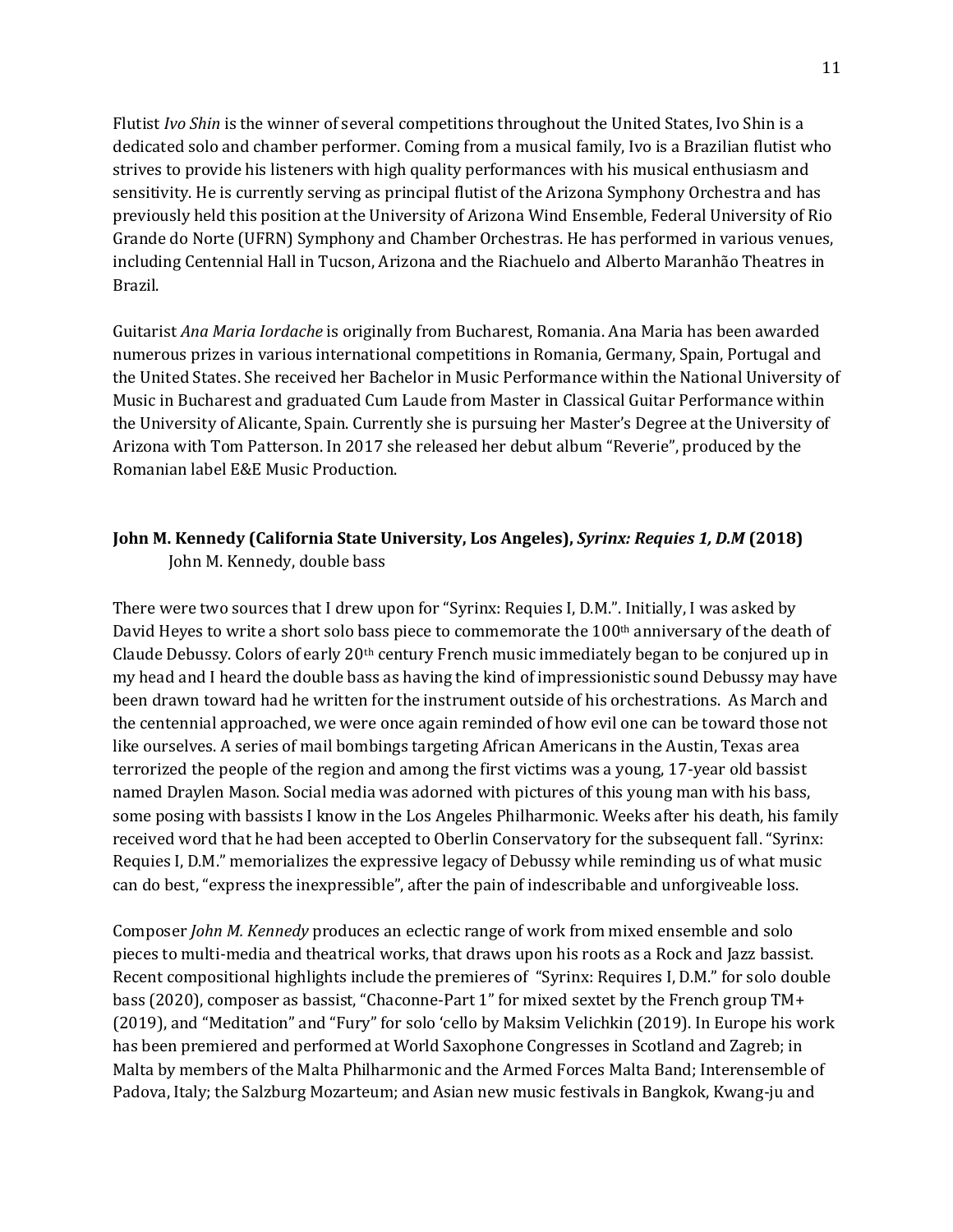Flutist *Ivo Shin* is the winner of several competitions throughout the United States, Ivo Shin is a dedicated solo and chamber performer. Coming from a musical family, Ivo is a Brazilian flutist who strives to provide his listeners with high quality performances with his musical enthusiasm and sensitivity. He is currently serving as principal flutist of the Arizona Symphony Orchestra and has previously held this position at the University of Arizona Wind Ensemble, Federal University of Rio Grande do Norte (UFRN) Symphony and Chamber Orchestras. He has performed in various venues, including Centennial Hall in Tucson, Arizona and the Riachuelo and Alberto Maranhão Theatres in Brazil.

Guitarist *Ana Maria Iordache* is originally from Bucharest, Romania. Ana Maria has been awarded numerous prizes in various international competitions in Romania, Germany, Spain, Portugal and the United States. She received her Bachelor in Music Performance within the National University of Music in Bucharest and graduated Cum Laude from Master in Classical Guitar Performance within the University of Alicante, Spain. Currently she is pursuing her Master's Degree at the University of Arizona with Tom Patterson. In 2017 she released her debut album "Reverie", produced by the Romanian label E&E Music Production.

**John M. Kennedy (California State University, Los Angeles), *Syrinx: Requies 1, D.M* (2018)**
John M. Kennedy, double bass

There were two sources that I drew upon for "Syrinx: Requies I, D.M.". Initially, I was asked by David Heyes to write a short solo bass piece to commemorate the 100th anniversary of the death of Claude Debussy. Colors of early 20th century French music immediately began to be conjured up in my head and I heard the double bass as having the kind of impressionistic sound Debussy may have been drawn toward had he written for the instrument outside of his orchestrations. As March and the centennial approached, we were once again reminded of how evil one can be toward those not like ourselves. A series of mail bombings targeting African Americans in the Austin, Texas area terrorized the people of the region and among the first victims was a young, 17-year old bassist named Draylen Mason. Social media was adorned with pictures of this young man with his bass, some posing with bassists I know in the Los Angeles Philharmonic. Weeks after his death, his family received word that he had been accepted to Oberlin Conservatory for the subsequent fall. "Syrinx: Requies I, D.M." memorializes the expressive legacy of Debussy while reminding us of what music can do best, "express the inexpressible", after the pain of indescribable and unforgiveable loss.

Composer *John M. Kennedy* produces an eclectic range of work from mixed ensemble and solo pieces to multi-media and theatrical works, that draws upon his roots as a Rock and Jazz bassist. Recent compositional highlights include the premieres of "Syrinx: Requires I, D.M." for solo double bass (2020), composer as bassist, "Chaconne-Part 1" for mixed sextet by the French group TM+ (2019), and "Meditation" and "Fury" for solo 'cello by Maksim Velichkin (2019). In Europe his work has been premiered and performed at World Saxophone Congresses in Scotland and Zagreb; in Malta by members of the Malta Philharmonic and the Armed Forces Malta Band; Interensemble of Padova, Italy; the Salzburg Mozarteum; and Asian new music festivals in Bangkok, Kwang-ju and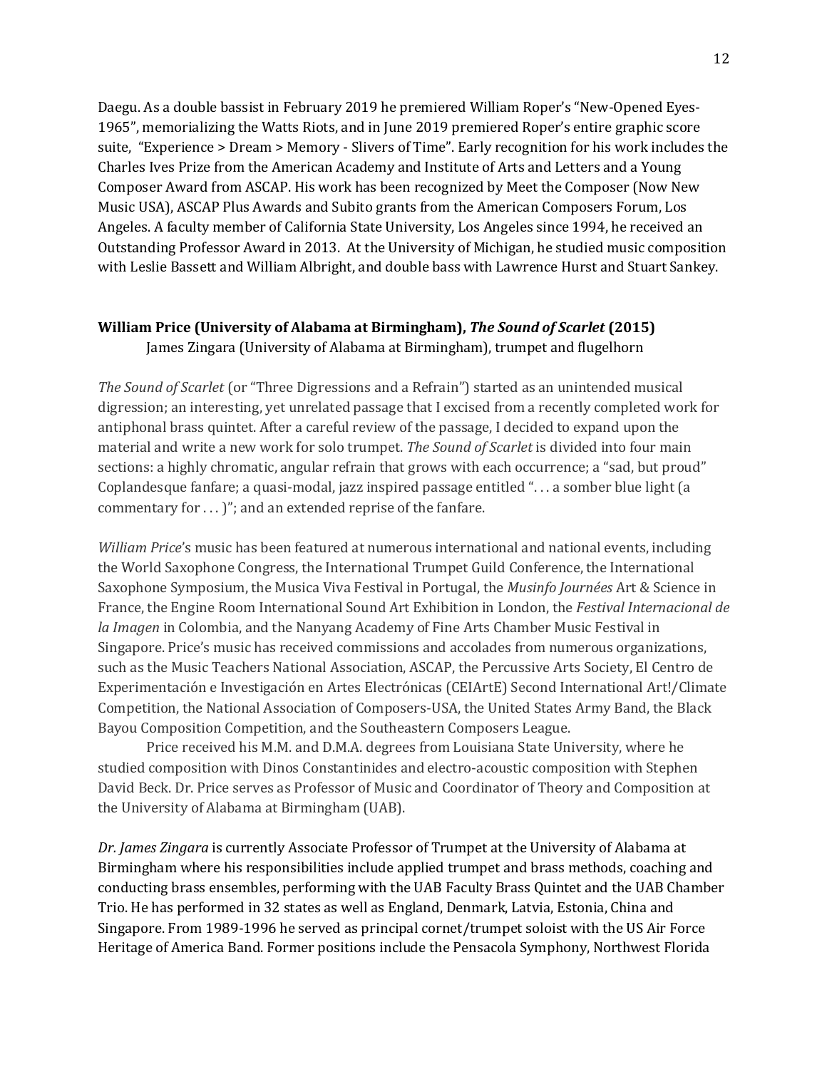Daegu. As a double bassist in February 2019 he premiered William Roper's "New-Opened Eyes-1965", memorializing the Watts Riots, and in June 2019 premiered Roper's entire graphic score suite, "Experience > Dream > Memory - Slivers of Time". Early recognition for his work includes the Charles Ives Prize from the American Academy and Institute of Arts and Letters and a Young Composer Award from ASCAP. His work has been recognized by Meet the Composer (Now New Music USA), ASCAP Plus Awards and Subito grants from the American Composers Forum, Los Angeles. A faculty member of California State University, Los Angeles since 1994, he received an Outstanding Professor Award in 2013. At the University of Michigan, he studied music composition with Leslie Bassett and William Albright, and double bass with Lawrence Hurst and Stuart Sankey.

**William Price (University of Alabama at Birmingham), *The Sound of Scarlet* (2015)**
James Zingara (University of Alabama at Birmingham), trumpet and flugelhorn

*The Sound of Scarlet* (or "Three Digressions and a Refrain") started as an unintended musical digression; an interesting, yet unrelated passage that I excised from a recently completed work for antiphonal brass quintet. After a careful review of the passage, I decided to expand upon the material and write a new work for solo trumpet. *The Sound of Scarlet* is divided into four main sections: a highly chromatic, angular refrain that grows with each occurrence; a "sad, but proud" Coplandesque fanfare; a quasi-modal, jazz inspired passage entitled ". . . a somber blue light (a commentary for . . . )"; and an extended reprise of the fanfare.

*William Price*'s music has been featured at numerous international and national events, including the World Saxophone Congress, the International Trumpet Guild Conference, the International Saxophone Symposium, the Musica Viva Festival in Portugal, the *Musinfo Journées* Art & Science in France, the Engine Room International Sound Art Exhibition in London, the *Festival Internacional de la Imagen* in Colombia, and the Nanyang Academy of Fine Arts Chamber Music Festival in Singapore. Price's music has received commissions and accolades from numerous organizations, such as the Music Teachers National Association, ASCAP, the Percussive Arts Society, El Centro de Experimentación e Investigación en Artes Electrónicas (CEIArtE) Second International Art!/Climate Competition, the National Association of Composers-USA, the United States Army Band, the Black Bayou Composition Competition, and the Southeastern Composers League.

Price received his M.M. and D.M.A. degrees from Louisiana State University, where he studied composition with Dinos Constantinides and electro-acoustic composition with Stephen David Beck. Dr. Price serves as Professor of Music and Coordinator of Theory and Composition at the University of Alabama at Birmingham (UAB).

*Dr. James Zingara* is currently Associate Professor of Trumpet at the University of Alabama at Birmingham where his responsibilities include applied trumpet and brass methods, coaching and conducting brass ensembles, performing with the UAB Faculty Brass Quintet and the UAB Chamber Trio. He has performed in 32 states as well as England, Denmark, Latvia, Estonia, China and Singapore. From 1989-1996 he served as principal cornet/trumpet soloist with the US Air Force Heritage of America Band. Former positions include the Pensacola Symphony, Northwest Florida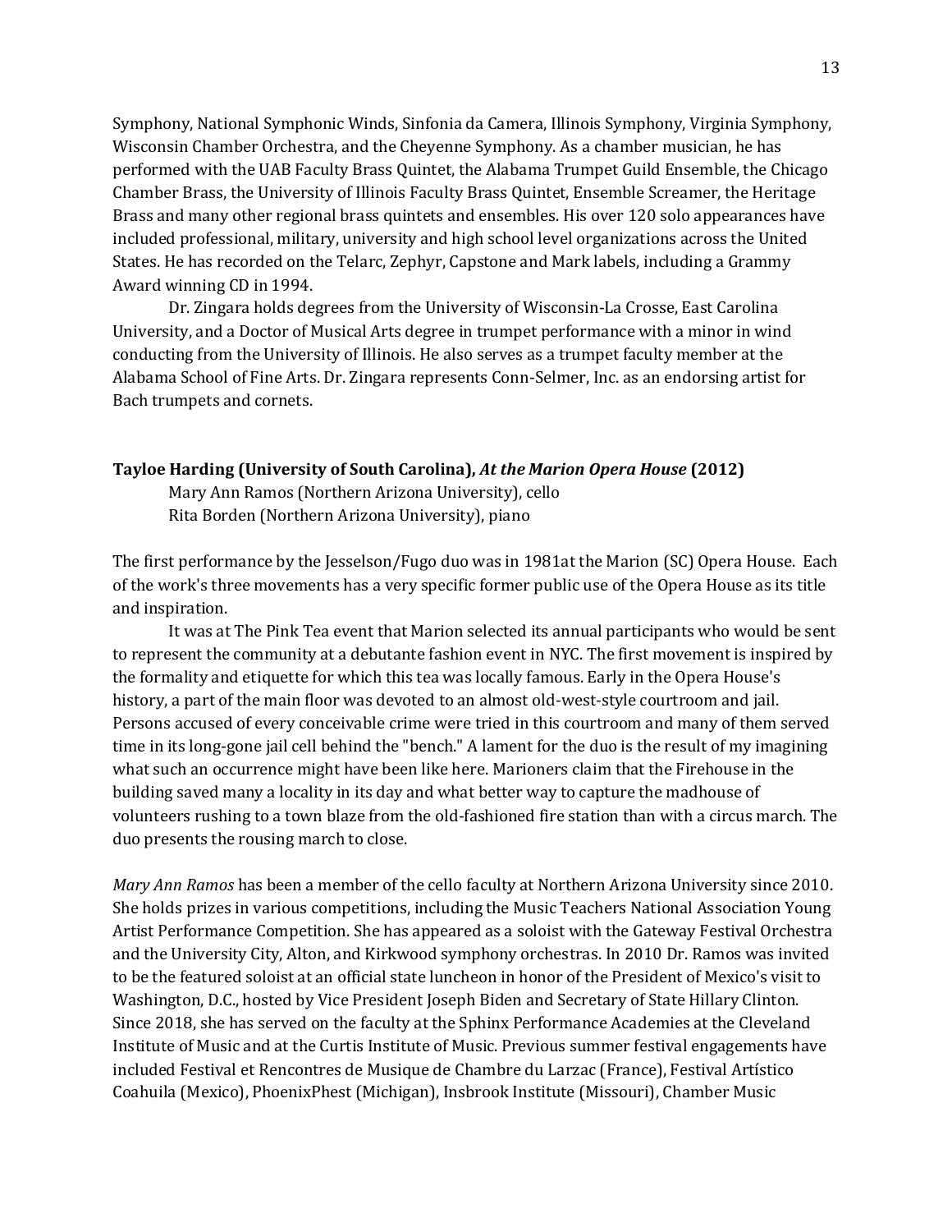Symphony, National Symphonic Winds, Sinfonia da Camera, Illinois Symphony, Virginia Symphony, Wisconsin Chamber Orchestra, and the Cheyenne Symphony. As a chamber musician, he has performed with the UAB Faculty Brass Quintet, the Alabama Trumpet Guild Ensemble, the Chicago Chamber Brass, the University of Illinois Faculty Brass Quintet, Ensemble Screamer, the Heritage Brass and many other regional brass quintets and ensembles. His over 120 solo appearances have included professional, military, university and high school level organizations across the United States. He has recorded on the Telarc, Zephyr, Capstone and Mark labels, including a Grammy Award winning CD in 1994.

Dr. Zingara holds degrees from the University of Wisconsin-La Crosse, East Carolina University, and a Doctor of Musical Arts degree in trumpet performance with a minor in wind conducting from the University of Illinois. He also serves as a trumpet faculty member at the Alabama School of Fine Arts. Dr. Zingara represents Conn-Selmer, Inc. as an endorsing artist for Bach trumpets and cornets.

**Tayloe Harding (University of South Carolina), *At the Marion Opera House* (2012)**

Mary Ann Ramos (Northern Arizona University), cello
Rita Borden (Northern Arizona University), piano

The first performance by the Jesselson/Fugo duo was in 1981at the Marion (SC) Opera House. Each of the work's three movements has a very specific former public use of the Opera House as its title and inspiration.

It was at The Pink Tea event that Marion selected its annual participants who would be sent to represent the community at a debutante fashion event in NYC. The first movement is inspired by the formality and etiquette for which this tea was locally famous. Early in the Opera House's history, a part of the main floor was devoted to an almost old-west-style courtroom and jail. Persons accused of every conceivable crime were tried in this courtroom and many of them served time in its long-gone jail cell behind the "bench." A lament for the duo is the result of my imagining what such an occurrence might have been like here. Marioners claim that the Firehouse in the building saved many a locality in its day and what better way to capture the madhouse of volunteers rushing to a town blaze from the old-fashioned fire station than with a circus march. The duo presents the rousing march to close.

*Mary Ann Ramos* has been a member of the cello faculty at Northern Arizona University since 2010. She holds prizes in various competitions, including the Music Teachers National Association Young Artist Performance Competition. She has appeared as a soloist with the Gateway Festival Orchestra and the University City, Alton, and Kirkwood symphony orchestras. In 2010 Dr. Ramos was invited to be the featured soloist at an official state luncheon in honor of the President of Mexico's visit to Washington, D.C., hosted by Vice President Joseph Biden and Secretary of State Hillary Clinton. Since 2018, she has served on the faculty at the Sphinx Performance Academies at the Cleveland Institute of Music and at the Curtis Institute of Music. Previous summer festival engagements have included Festival et Rencontres de Musique de Chambre du Larzac (France), Festival Artístico Coahuila (Mexico), PhoenixPhest (Michigan), Insbrook Institute (Missouri), Chamber Music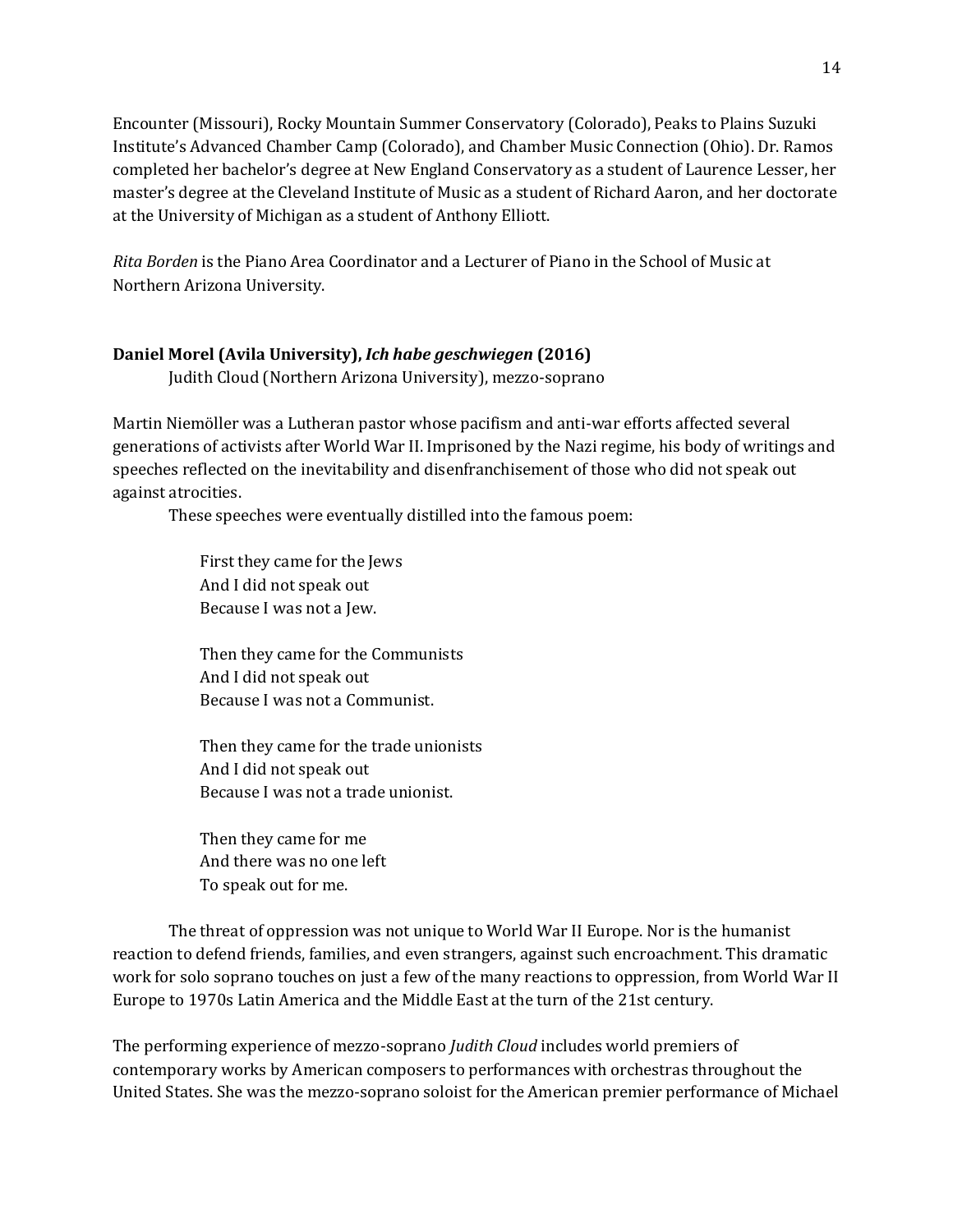Encounter (Missouri), Rocky Mountain Summer Conservatory (Colorado), Peaks to Plains Suzuki Institute's Advanced Chamber Camp (Colorado), and Chamber Music Connection (Ohio). Dr. Ramos completed her bachelor's degree at New England Conservatory as a student of Laurence Lesser, her master's degree at the Cleveland Institute of Music as a student of Richard Aaron, and her doctorate at the University of Michigan as a student of Anthony Elliott.

*Rita Borden* is the Piano Area Coordinator and a Lecturer of Piano in the School of Music at Northern Arizona University.

**Daniel Morel (Avila University), *Ich habe geschwiegen* (2016)**

Judith Cloud (Northern Arizona University), mezzo-soprano

Martin Niemöller was a Lutheran pastor whose pacifism and anti-war efforts affected several generations of activists after World War II. Imprisoned by the Nazi regime, his body of writings and speeches reflected on the inevitability and disenfranchisement of those who did not speak out against atrocities.

These speeches were eventually distilled into the famous poem:

> First they came for the Jews
> And I did not speak out
> Because I was not a Jew.
>
> Then they came for the Communists
> And I did not speak out
> Because I was not a Communist.
>
> Then they came for the trade unionists
> And I did not speak out
> Because I was not a trade unionist.
>
> Then they came for me
> And there was no one left
> To speak out for me.

The threat of oppression was not unique to World War II Europe. Nor is the humanist reaction to defend friends, families, and even strangers, against such encroachment. This dramatic work for solo soprano touches on just a few of the many reactions to oppression, from World War II Europe to 1970s Latin America and the Middle East at the turn of the 21st century.

The performing experience of mezzo-soprano *Judith Cloud* includes world premiers of contemporary works by American composers to performances with orchestras throughout the United States. She was the mezzo-soprano soloist for the American premier performance of Michael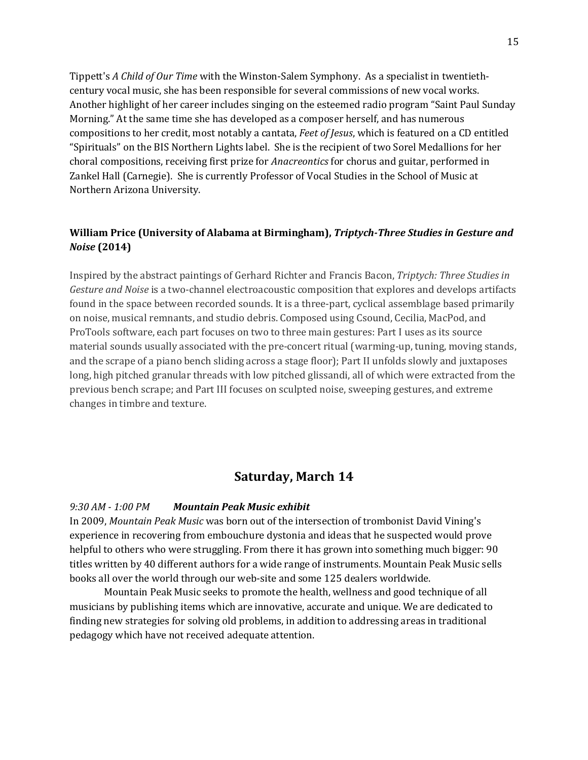Tippett's *A Child of Our Time* with the Winston-Salem Symphony. As a specialist in twentieth-century vocal music, she has been responsible for several commissions of new vocal works. Another highlight of her career includes singing on the esteemed radio program "Saint Paul Sunday Morning." At the same time she has developed as a composer herself, and has numerous compositions to her credit, most notably a cantata, *Feet of Jesus*, which is featured on a CD entitled "Spirituals" on the BIS Northern Lights label. She is the recipient of two Sorel Medallions for her choral compositions, receiving first prize for *Anacreontics* for chorus and guitar, performed in Zankel Hall (Carnegie). She is currently Professor of Vocal Studies in the School of Music at Northern Arizona University.

**William Price (University of Alabama at Birmingham), *Triptych-Three Studies in Gesture and Noise* (2014)**

Inspired by the abstract paintings of Gerhard Richter and Francis Bacon, *Triptych: Three Studies in Gesture and Noise* is a two-channel electroacoustic composition that explores and develops artifacts found in the space between recorded sounds. It is a three-part, cyclical assemblage based primarily on noise, musical remnants, and studio debris. Composed using Csound, Cecilia, MacPod, and ProTools software, each part focuses on two to three main gestures: Part I uses as its source material sounds usually associated with the pre-concert ritual (warming-up, tuning, moving stands, and the scrape of a piano bench sliding across a stage floor); Part II unfolds slowly and juxtaposes long, high pitched granular threads with low pitched glissandi, all of which were extracted from the previous bench scrape; and Part III focuses on sculpted noise, sweeping gestures, and extreme changes in timbre and texture.

## Saturday, March 14

*9:30 AM - 1:00 PM* ***Mountain Peak Music exhibit***

In 2009, *Mountain Peak Music* was born out of the intersection of trombonist David Vining's experience in recovering from embouchure dystonia and ideas that he suspected would prove helpful to others who were struggling. From there it has grown into something much bigger: 90 titles written by 40 different authors for a wide range of instruments. Mountain Peak Music sells books all over the world through our web-site and some 125 dealers worldwide.

Mountain Peak Music seeks to promote the health, wellness and good technique of all musicians by publishing items which are innovative, accurate and unique. We are dedicated to finding new strategies for solving old problems, in addition to addressing areas in traditional pedagogy which have not received adequate attention.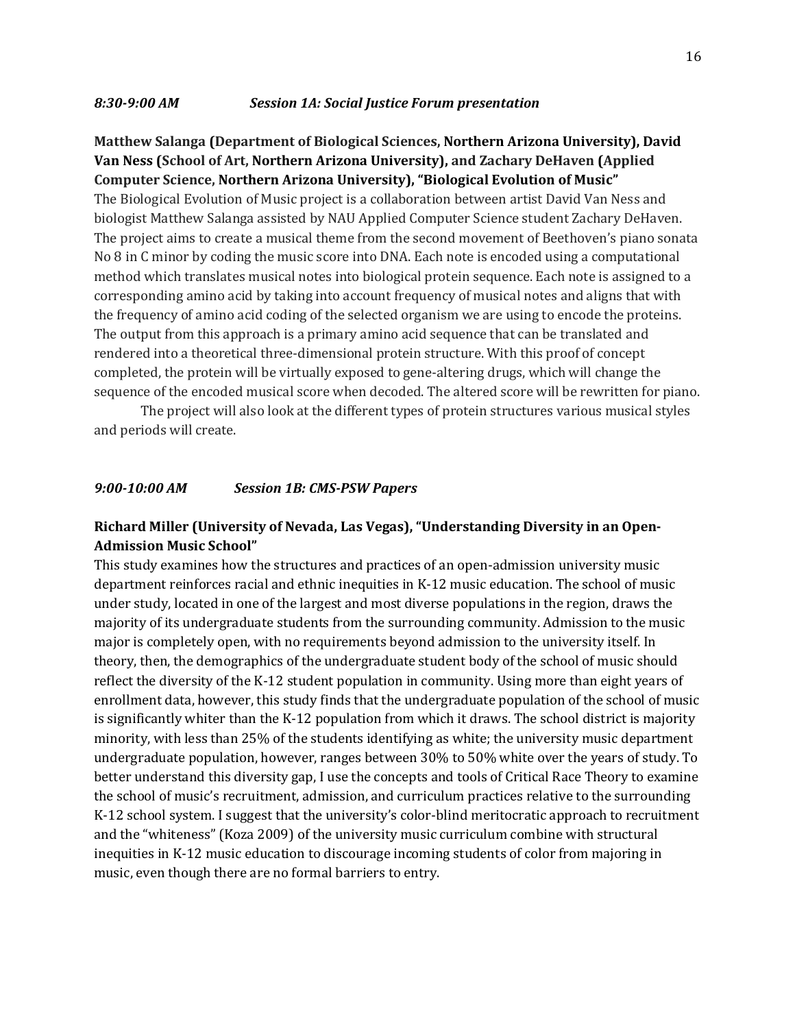***8:30-9:00 AM Session 1A: Social Justice Forum presentation***

**Matthew Salanga (Department of Biological Sciences, Northern Arizona University), David Van Ness (School of Art, Northern Arizona University), and Zachary DeHaven (Applied Computer Science, Northern Arizona University), "Biological Evolution of Music"**

The Biological Evolution of Music project is a collaboration between artist David Van Ness and biologist Matthew Salanga assisted by NAU Applied Computer Science student Zachary DeHaven. The project aims to create a musical theme from the second movement of Beethoven's piano sonata No 8 in C minor by coding the music score into DNA. Each note is encoded using a computational method which translates musical notes into biological protein sequence. Each note is assigned to a corresponding amino acid by taking into account frequency of musical notes and aligns that with the frequency of amino acid coding of the selected organism we are using to encode the proteins. The output from this approach is a primary amino acid sequence that can be translated and rendered into a theoretical three-dimensional protein structure. With this proof of concept completed, the protein will be virtually exposed to gene-altering drugs, which will change the sequence of the encoded musical score when decoded. The altered score will be rewritten for piano.

The project will also look at the different types of protein structures various musical styles and periods will create.

***9:00-10:00 AM Session 1B: CMS-PSW Papers***

**Richard Miller (University of Nevada, Las Vegas), "Understanding Diversity in an Open-Admission Music School"**

This study examines how the structures and practices of an open-admission university music department reinforces racial and ethnic inequities in K-12 music education. The school of music under study, located in one of the largest and most diverse populations in the region, draws the majority of its undergraduate students from the surrounding community. Admission to the music major is completely open, with no requirements beyond admission to the university itself. In theory, then, the demographics of the undergraduate student body of the school of music should reflect the diversity of the K-12 student population in community. Using more than eight years of enrollment data, however, this study finds that the undergraduate population of the school of music is significantly whiter than the K-12 population from which it draws. The school district is majority minority, with less than 25% of the students identifying as white; the university music department undergraduate population, however, ranges between 30% to 50% white over the years of study. To better understand this diversity gap, I use the concepts and tools of Critical Race Theory to examine the school of music's recruitment, admission, and curriculum practices relative to the surrounding K-12 school system. I suggest that the university's color-blind meritocratic approach to recruitment and the "whiteness" (Koza 2009) of the university music curriculum combine with structural inequities in K-12 music education to discourage incoming students of color from majoring in music, even though there are no formal barriers to entry.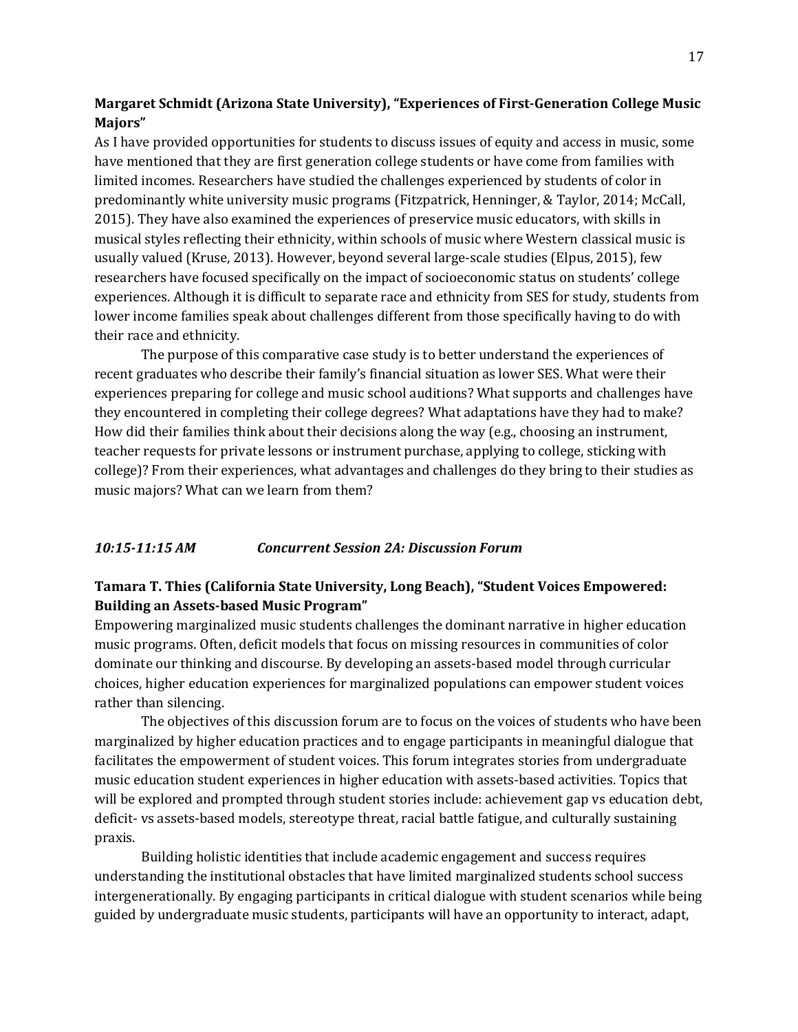**Margaret Schmidt (Arizona State University), "Experiences of First-Generation College Music Majors"**

As I have provided opportunities for students to discuss issues of equity and access in music, some have mentioned that they are first generation college students or have come from families with limited incomes. Researchers have studied the challenges experienced by students of color in predominantly white university music programs (Fitzpatrick, Henninger, & Taylor, 2014; McCall, 2015). They have also examined the experiences of preservice music educators, with skills in musical styles reflecting their ethnicity, within schools of music where Western classical music is usually valued (Kruse, 2013). However, beyond several large-scale studies (Elpus, 2015), few researchers have focused specifically on the impact of socioeconomic status on students' college experiences. Although it is difficult to separate race and ethnicity from SES for study, students from lower income families speak about challenges different from those specifically having to do with their race and ethnicity.

The purpose of this comparative case study is to better understand the experiences of recent graduates who describe their family's financial situation as lower SES. What were their experiences preparing for college and music school auditions? What supports and challenges have they encountered in completing their college degrees? What adaptations have they had to make? How did their families think about their decisions along the way (e.g., choosing an instrument, teacher requests for private lessons or instrument purchase, applying to college, sticking with college)? From their experiences, what advantages and challenges do they bring to their studies as music majors? What can we learn from them?

***10:15-11:15 AM Concurrent Session 2A: Discussion Forum***

**Tamara T. Thies (California State University, Long Beach), "Student Voices Empowered: Building an Assets-based Music Program"**

Empowering marginalized music students challenges the dominant narrative in higher education music programs. Often, deficit models that focus on missing resources in communities of color dominate our thinking and discourse. By developing an assets-based model through curricular choices, higher education experiences for marginalized populations can empower student voices rather than silencing.

The objectives of this discussion forum are to focus on the voices of students who have been marginalized by higher education practices and to engage participants in meaningful dialogue that facilitates the empowerment of student voices. This forum integrates stories from undergraduate music education student experiences in higher education with assets-based activities. Topics that will be explored and prompted through student stories include: achievement gap vs education debt, deficit- vs assets-based models, stereotype threat, racial battle fatigue, and culturally sustaining praxis.

Building holistic identities that include academic engagement and success requires understanding the institutional obstacles that have limited marginalized students school success intergenerationally. By engaging participants in critical dialogue with student scenarios while being guided by undergraduate music students, participants will have an opportunity to interact, adapt,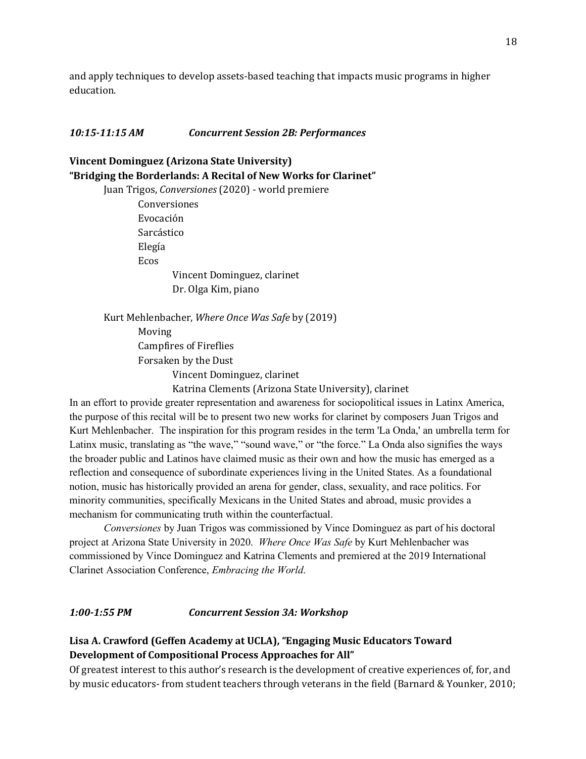and apply techniques to develop assets-based teaching that impacts music programs in higher education.

### *10:15-11:15 AM Concurrent Session 2B: Performances*

**Vincent Dominguez (Arizona State University)**
**"Bridging the Borderlands: A Recital of New Works for Clarinet"**

Juan Trigos, *Conversiones* (2020) - world premiere

Conversiones
Evocación
Sarcástico
Elegía
Ecos

Vincent Dominguez, clarinet
Dr. Olga Kim, piano

Kurt Mehlenbacher, *Where Once Was Safe* by (2019)

Moving
Campfires of Fireflies
Forsaken by the Dust

Vincent Dominguez, clarinet
Katrina Clements (Arizona State University), clarinet

In an effort to provide greater representation and awareness for sociopolitical issues in Latinx America, the purpose of this recital will be to present two new works for clarinet by composers Juan Trigos and Kurt Mehlenbacher. The inspiration for this program resides in the term 'La Onda,' an umbrella term for Latinx music, translating as "the wave," "sound wave," or "the force." La Onda also signifies the ways the broader public and Latinos have claimed music as their own and how the music has emerged as a reflection and consequence of subordinate experiences living in the United States. As a foundational notion, music has historically provided an arena for gender, class, sexuality, and race politics. For minority communities, specifically Mexicans in the United States and abroad, music provides a mechanism for communicating truth within the counterfactual.

*Conversiones* by Juan Trigos was commissioned by Vince Dominguez as part of his doctoral project at Arizona State University in 2020. *Where Once Was Safe* by Kurt Mehlenbacher was commissioned by Vince Dominguez and Katrina Clements and premiered at the 2019 International Clarinet Association Conference, *Embracing the World*.

### *1:00-1:55 PM Concurrent Session 3A: Workshop*

**Lisa A. Crawford (Geffen Academy at UCLA), "Engaging Music Educators Toward Development of Compositional Process Approaches for All"**

Of greatest interest to this author's research is the development of creative experiences of, for, and by music educators- from student teachers through veterans in the field (Barnard & Younker, 2010;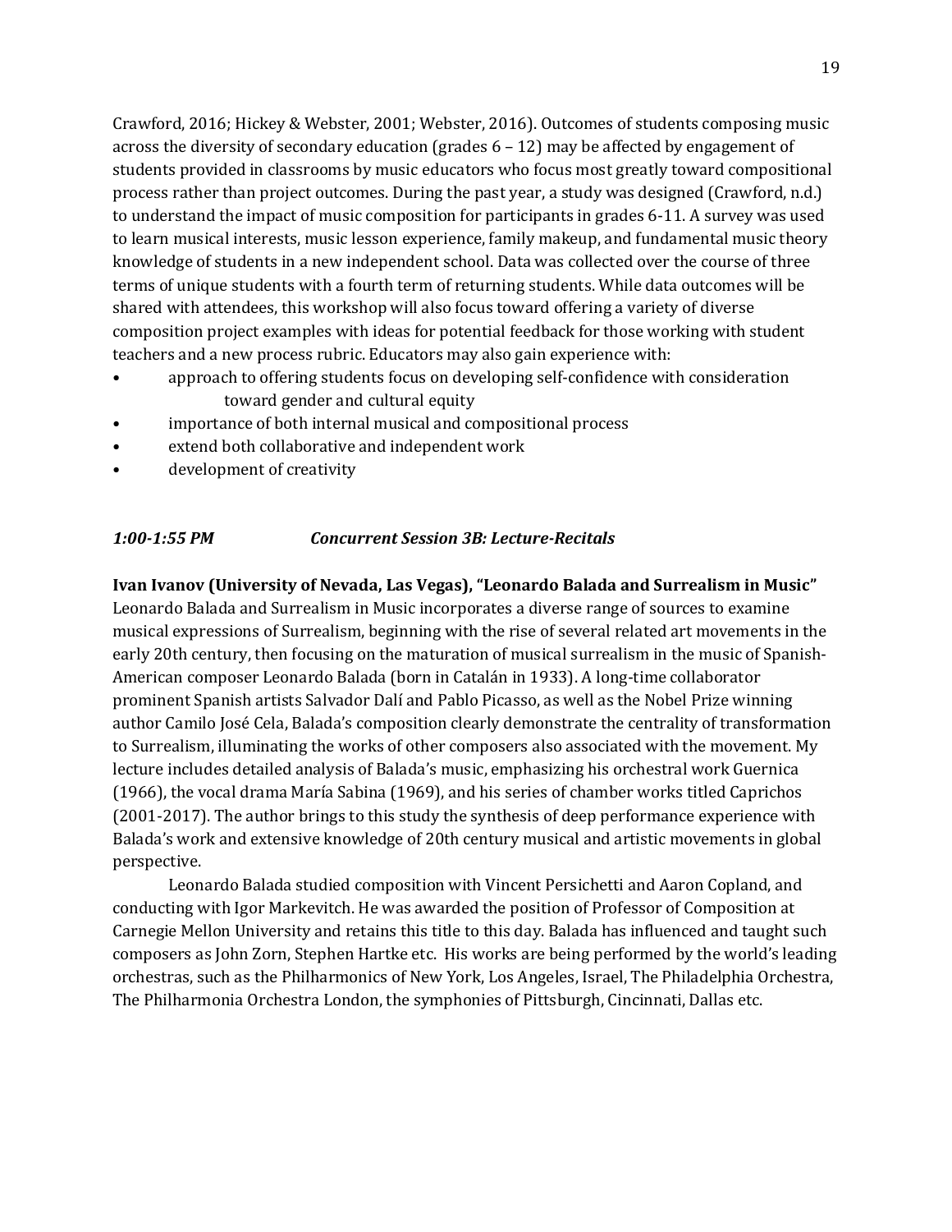Crawford, 2016; Hickey & Webster, 2001; Webster, 2016). Outcomes of students composing music across the diversity of secondary education (grades 6 – 12) may be affected by engagement of students provided in classrooms by music educators who focus most greatly toward compositional process rather than project outcomes. During the past year, a study was designed (Crawford, n.d.) to understand the impact of music composition for participants in grades 6-11. A survey was used to learn musical interests, music lesson experience, family makeup, and fundamental music theory knowledge of students in a new independent school. Data was collected over the course of three terms of unique students with a fourth term of returning students. While data outcomes will be shared with attendees, this workshop will also focus toward offering a variety of diverse composition project examples with ideas for potential feedback for those working with student teachers and a new process rubric. Educators may also gain experience with:

- approach to offering students focus on developing self-confidence with consideration toward gender and cultural equity
- importance of both internal musical and compositional process
- extend both collaborative and independent work
- development of creativity

### *1:00-1:55 PM Concurrent Session 3B: Lecture-Recitals*

**Ivan Ivanov (University of Nevada, Las Vegas), "Leonardo Balada and Surrealism in Music"**

Leonardo Balada and Surrealism in Music incorporates a diverse range of sources to examine musical expressions of Surrealism, beginning with the rise of several related art movements in the early 20th century, then focusing on the maturation of musical surrealism in the music of Spanish-American composer Leonardo Balada (born in Catalán in 1933). A long-time collaborator prominent Spanish artists Salvador Dalí and Pablo Picasso, as well as the Nobel Prize winning author Camilo José Cela, Balada's composition clearly demonstrate the centrality of transformation to Surrealism, illuminating the works of other composers also associated with the movement. My lecture includes detailed analysis of Balada's music, emphasizing his orchestral work Guernica (1966), the vocal drama María Sabina (1969), and his series of chamber works titled Caprichos (2001-2017). The author brings to this study the synthesis of deep performance experience with Balada's work and extensive knowledge of 20th century musical and artistic movements in global perspective.

Leonardo Balada studied composition with Vincent Persichetti and Aaron Copland, and conducting with Igor Markevitch. He was awarded the position of Professor of Composition at Carnegie Mellon University and retains this title to this day. Balada has influenced and taught such composers as John Zorn, Stephen Hartke etc. His works are being performed by the world's leading orchestras, such as the Philharmonics of New York, Los Angeles, Israel, The Philadelphia Orchestra, The Philharmonia Orchestra London, the symphonies of Pittsburgh, Cincinnati, Dallas etc.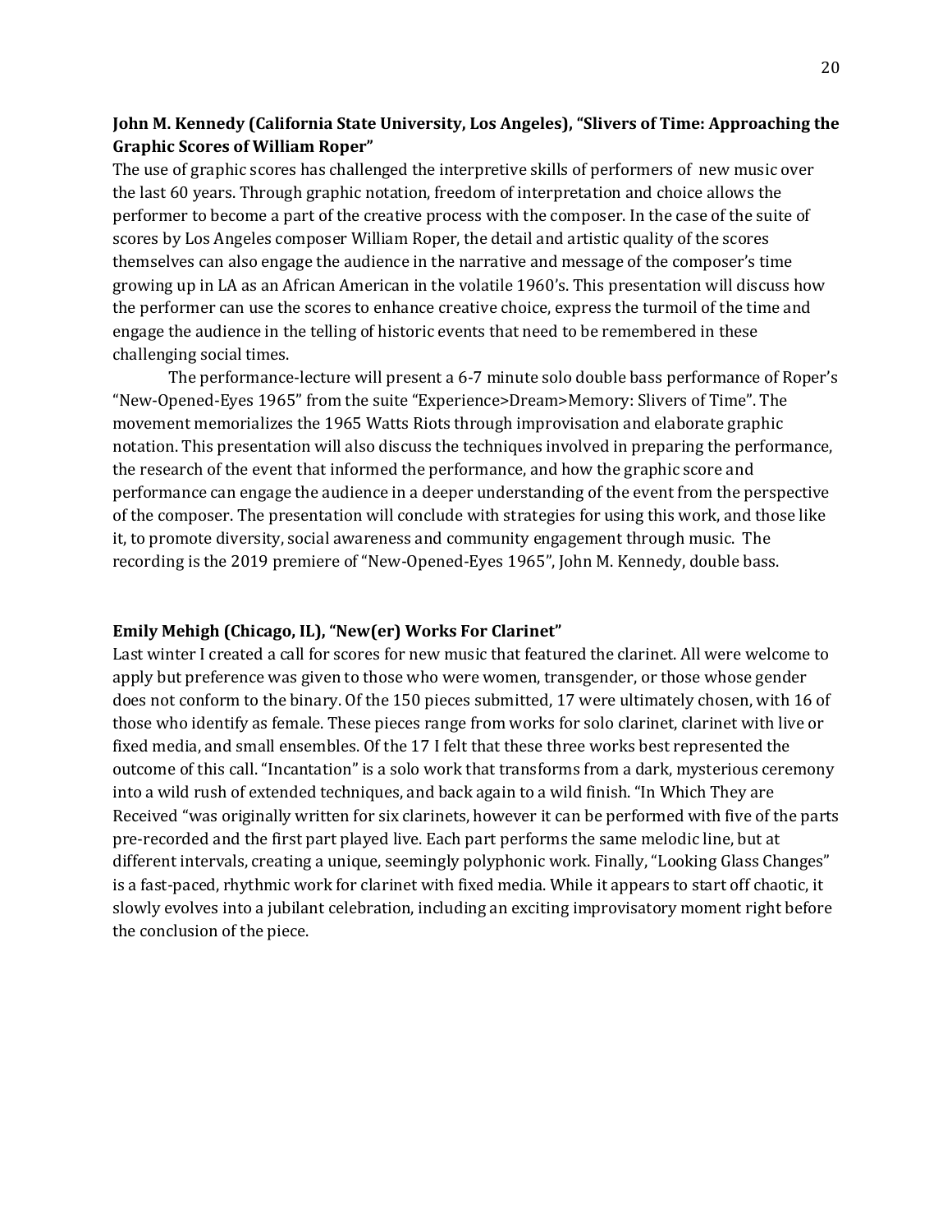**John M. Kennedy (California State University, Los Angeles), "Slivers of Time: Approaching the Graphic Scores of William Roper"**

The use of graphic scores has challenged the interpretive skills of performers of new music over the last 60 years. Through graphic notation, freedom of interpretation and choice allows the performer to become a part of the creative process with the composer. In the case of the suite of scores by Los Angeles composer William Roper, the detail and artistic quality of the scores themselves can also engage the audience in the narrative and message of the composer's time growing up in LA as an African American in the volatile 1960's. This presentation will discuss how the performer can use the scores to enhance creative choice, express the turmoil of the time and engage the audience in the telling of historic events that need to be remembered in these challenging social times.

The performance-lecture will present a 6-7 minute solo double bass performance of Roper's "New-Opened-Eyes 1965" from the suite "Experience>Dream>Memory: Slivers of Time". The movement memorializes the 1965 Watts Riots through improvisation and elaborate graphic notation. This presentation will also discuss the techniques involved in preparing the performance, the research of the event that informed the performance, and how the graphic score and performance can engage the audience in a deeper understanding of the event from the perspective of the composer. The presentation will conclude with strategies for using this work, and those like it, to promote diversity, social awareness and community engagement through music. The recording is the 2019 premiere of "New-Opened-Eyes 1965", John M. Kennedy, double bass.

**Emily Mehigh (Chicago, IL), "New(er) Works For Clarinet"**

Last winter I created a call for scores for new music that featured the clarinet. All were welcome to apply but preference was given to those who were women, transgender, or those whose gender does not conform to the binary. Of the 150 pieces submitted, 17 were ultimately chosen, with 16 of those who identify as female. These pieces range from works for solo clarinet, clarinet with live or fixed media, and small ensembles. Of the 17 I felt that these three works best represented the outcome of this call. "Incantation" is a solo work that transforms from a dark, mysterious ceremony into a wild rush of extended techniques, and back again to a wild finish. "In Which They are Received "was originally written for six clarinets, however it can be performed with five of the parts pre-recorded and the first part played live. Each part performs the same melodic line, but at different intervals, creating a unique, seemingly polyphonic work. Finally, "Looking Glass Changes" is a fast-paced, rhythmic work for clarinet with fixed media. While it appears to start off chaotic, it slowly evolves into a jubilant celebration, including an exciting improvisatory moment right before the conclusion of the piece.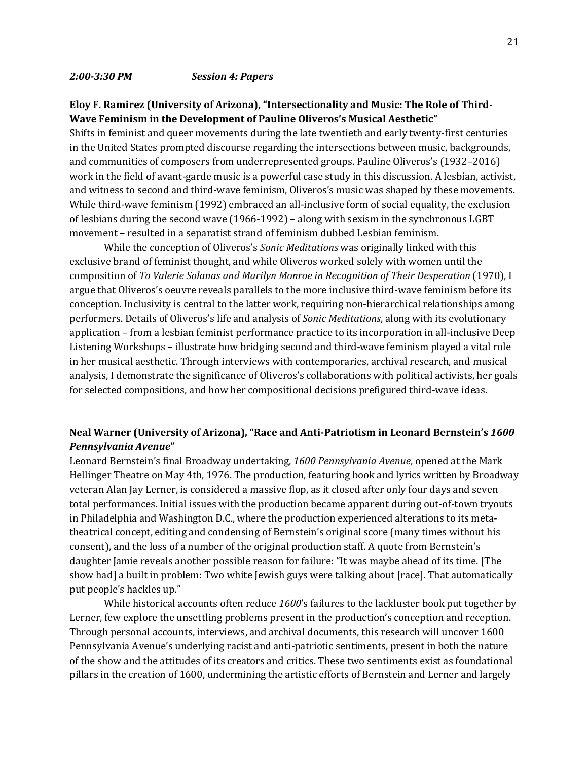***2:00-3:30 PM*** ***Session 4: Papers***

**Eloy F. Ramirez (University of Arizona), "Intersectionality and Music: The Role of Third-Wave Feminism in the Development of Pauline Oliveros's Musical Aesthetic"**

Shifts in feminist and queer movements during the late twentieth and early twenty-first centuries in the United States prompted discourse regarding the intersections between music, backgrounds, and communities of composers from underrepresented groups. Pauline Oliveros's (1932–2016) work in the field of avant-garde music is a powerful case study in this discussion. A lesbian, activist, and witness to second and third-wave feminism, Oliveros's music was shaped by these movements. While third-wave feminism (1992) embraced an all-inclusive form of social equality, the exclusion of lesbians during the second wave (1966-1992) – along with sexism in the synchronous LGBT movement – resulted in a separatist strand of feminism dubbed Lesbian feminism.

While the conception of Oliveros's *Sonic Meditations* was originally linked with this exclusive brand of feminist thought, and while Oliveros worked solely with women until the composition of *To Valerie Solanas and Marilyn Monroe in Recognition of Their Desperation* (1970), I argue that Oliveros's oeuvre reveals parallels to the more inclusive third-wave feminism before its conception. Inclusivity is central to the latter work, requiring non-hierarchical relationships among performers. Details of Oliveros's life and analysis of *Sonic Meditations*, along with its evolutionary application – from a lesbian feminist performance practice to its incorporation in all-inclusive Deep Listening Workshops – illustrate how bridging second and third-wave feminism played a vital role in her musical aesthetic. Through interviews with contemporaries, archival research, and musical analysis, I demonstrate the significance of Oliveros's collaborations with political activists, her goals for selected compositions, and how her compositional decisions prefigured third-wave ideas.

**Neal Warner (University of Arizona), "Race and Anti-Patriotism in Leonard Bernstein's *1600 Pennsylvania Avenue*"**

Leonard Bernstein's final Broadway undertaking, *1600 Pennsylvania Avenue*, opened at the Mark Hellinger Theatre on May 4th, 1976. The production, featuring book and lyrics written by Broadway veteran Alan Jay Lerner, is considered a massive flop, as it closed after only four days and seven total performances. Initial issues with the production became apparent during out-of-town tryouts in Philadelphia and Washington D.C., where the production experienced alterations to its meta-theatrical concept, editing and condensing of Bernstein's original score (many times without his consent), and the loss of a number of the original production staff. A quote from Bernstein's daughter Jamie reveals another possible reason for failure: "It was maybe ahead of its time. [The show had] a built in problem: Two white Jewish guys were talking about [race]. That automatically put people's hackles up."

While historical accounts often reduce *1600*'s failures to the lackluster book put together by Lerner, few explore the unsettling problems present in the production's conception and reception. Through personal accounts, interviews, and archival documents, this research will uncover 1600 Pennsylvania Avenue's underlying racist and anti-patriotic sentiments, present in both the nature of the show and the attitudes of its creators and critics. These two sentiments exist as foundational pillars in the creation of 1600, undermining the artistic efforts of Bernstein and Lerner and largely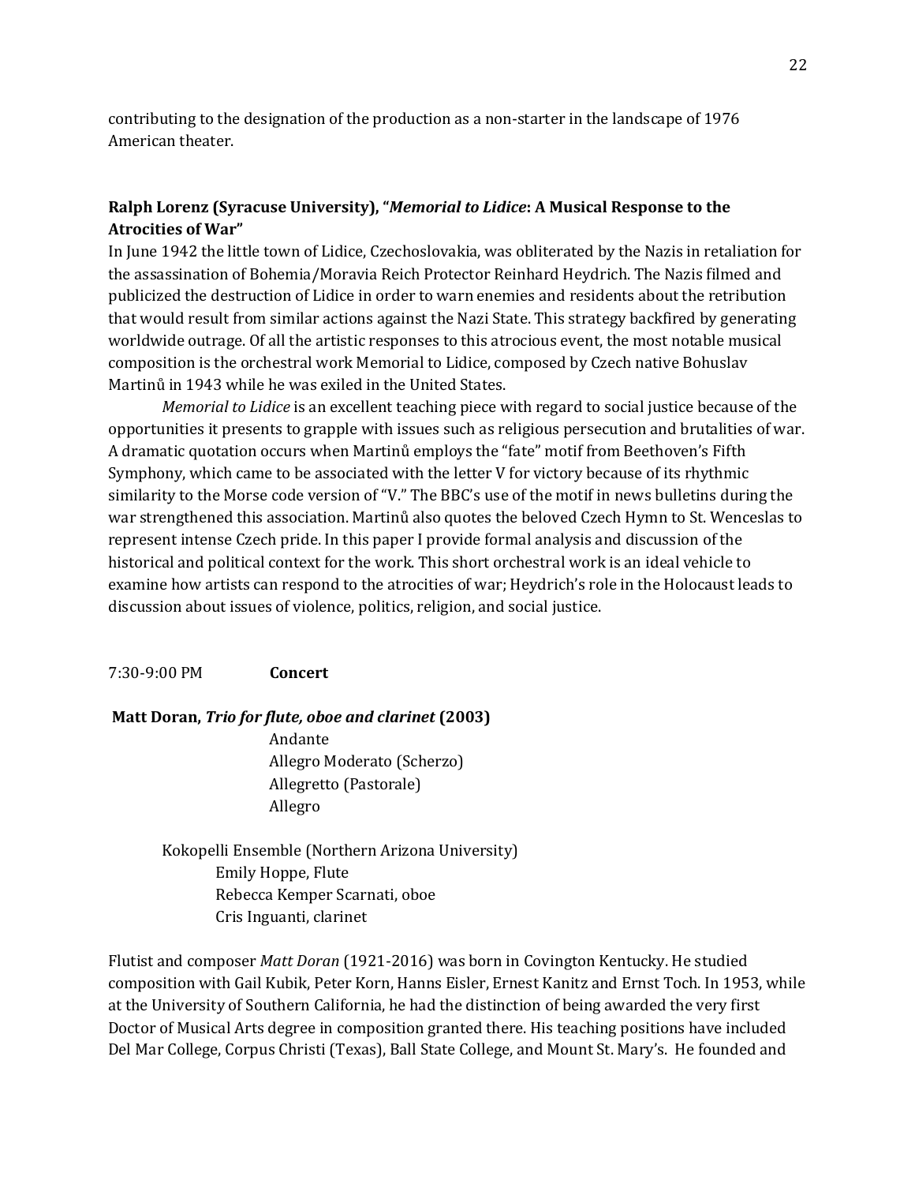contributing to the designation of the production as a non-starter in the landscape of 1976 American theater.

**Ralph Lorenz (Syracuse University), "*Memorial to Lidice*: A Musical Response to the Atrocities of War"**

In June 1942 the little town of Lidice, Czechoslovakia, was obliterated by the Nazis in retaliation for the assassination of Bohemia/Moravia Reich Protector Reinhard Heydrich. The Nazis filmed and publicized the destruction of Lidice in order to warn enemies and residents about the retribution that would result from similar actions against the Nazi State. This strategy backfired by generating worldwide outrage. Of all the artistic responses to this atrocious event, the most notable musical composition is the orchestral work Memorial to Lidice, composed by Czech native Bohuslav Martinů in 1943 while he was exiled in the United States.

*Memorial to Lidice* is an excellent teaching piece with regard to social justice because of the opportunities it presents to grapple with issues such as religious persecution and brutalities of war. A dramatic quotation occurs when Martinů employs the "fate" motif from Beethoven's Fifth Symphony, which came to be associated with the letter V for victory because of its rhythmic similarity to the Morse code version of "V." The BBC's use of the motif in news bulletins during the war strengthened this association. Martinů also quotes the beloved Czech Hymn to St. Wenceslas to represent intense Czech pride. In this paper I provide formal analysis and discussion of the historical and political context for the work. This short orchestral work is an ideal vehicle to examine how artists can respond to the atrocities of war; Heydrich's role in the Holocaust leads to discussion about issues of violence, politics, religion, and social justice.

7:30-9:00 PM **Concert**

**Matt Doran, *Trio for flute, oboe and clarinet* (2003)**

Andante
Allegro Moderato (Scherzo)
Allegretto (Pastorale)
Allegro

Kokopelli Ensemble (Northern Arizona University)
Emily Hoppe, Flute
Rebecca Kemper Scarnati, oboe
Cris Inguanti, clarinet

Flutist and composer *Matt Doran* (1921-2016) was born in Covington Kentucky. He studied composition with Gail Kubik, Peter Korn, Hanns Eisler, Ernest Kanitz and Ernst Toch. In 1953, while at the University of Southern California, he had the distinction of being awarded the very first Doctor of Musical Arts degree in composition granted there. His teaching positions have included Del Mar College, Corpus Christi (Texas), Ball State College, and Mount St. Mary's. He founded and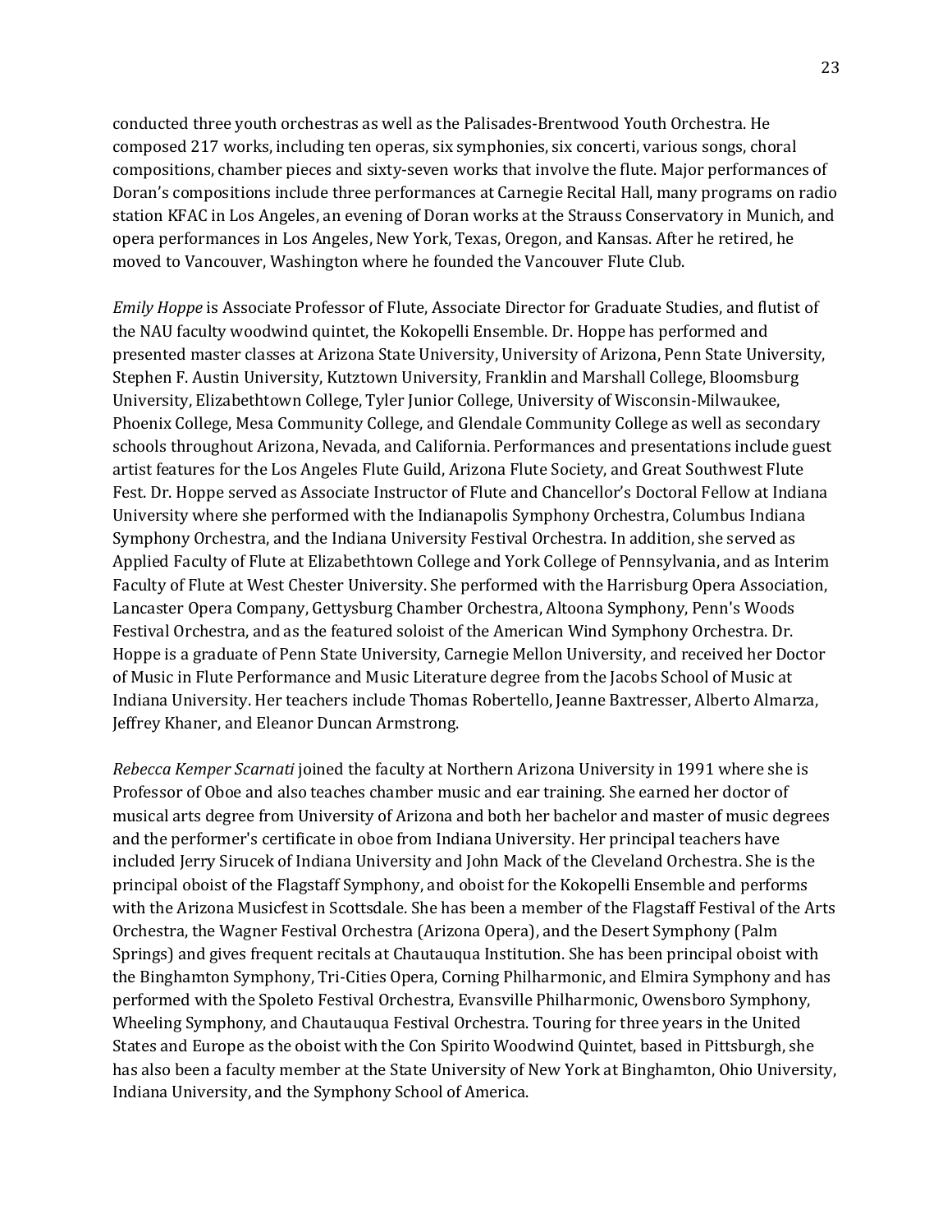conducted three youth orchestras as well as the Palisades-Brentwood Youth Orchestra. He composed 217 works, including ten operas, six symphonies, six concerti, various songs, choral compositions, chamber pieces and sixty-seven works that involve the flute. Major performances of Doran's compositions include three performances at Carnegie Recital Hall, many programs on radio station KFAC in Los Angeles, an evening of Doran works at the Strauss Conservatory in Munich, and opera performances in Los Angeles, New York, Texas, Oregon, and Kansas. After he retired, he moved to Vancouver, Washington where he founded the Vancouver Flute Club.

*Emily Hoppe* is Associate Professor of Flute, Associate Director for Graduate Studies, and flutist of the NAU faculty woodwind quintet, the Kokopelli Ensemble. Dr. Hoppe has performed and presented master classes at Arizona State University, University of Arizona, Penn State University, Stephen F. Austin University, Kutztown University, Franklin and Marshall College, Bloomsburg University, Elizabethtown College, Tyler Junior College, University of Wisconsin-Milwaukee, Phoenix College, Mesa Community College, and Glendale Community College as well as secondary schools throughout Arizona, Nevada, and California. Performances and presentations include guest artist features for the Los Angeles Flute Guild, Arizona Flute Society, and Great Southwest Flute Fest. Dr. Hoppe served as Associate Instructor of Flute and Chancellor's Doctoral Fellow at Indiana University where she performed with the Indianapolis Symphony Orchestra, Columbus Indiana Symphony Orchestra, and the Indiana University Festival Orchestra. In addition, she served as Applied Faculty of Flute at Elizabethtown College and York College of Pennsylvania, and as Interim Faculty of Flute at West Chester University. She performed with the Harrisburg Opera Association, Lancaster Opera Company, Gettysburg Chamber Orchestra, Altoona Symphony, Penn's Woods Festival Orchestra, and as the featured soloist of the American Wind Symphony Orchestra. Dr. Hoppe is a graduate of Penn State University, Carnegie Mellon University, and received her Doctor of Music in Flute Performance and Music Literature degree from the Jacobs School of Music at Indiana University. Her teachers include Thomas Robertello, Jeanne Baxtresser, Alberto Almarza, Jeffrey Khaner, and Eleanor Duncan Armstrong.

*Rebecca Kemper Scarnati* joined the faculty at Northern Arizona University in 1991 where she is Professor of Oboe and also teaches chamber music and ear training. She earned her doctor of musical arts degree from University of Arizona and both her bachelor and master of music degrees and the performer's certificate in oboe from Indiana University. Her principal teachers have included Jerry Sirucek of Indiana University and John Mack of the Cleveland Orchestra. She is the principal oboist of the Flagstaff Symphony, and oboist for the Kokopelli Ensemble and performs with the Arizona Musicfest in Scottsdale. She has been a member of the Flagstaff Festival of the Arts Orchestra, the Wagner Festival Orchestra (Arizona Opera), and the Desert Symphony (Palm Springs) and gives frequent recitals at Chautauqua Institution. She has been principal oboist with the Binghamton Symphony, Tri-Cities Opera, Corning Philharmonic, and Elmira Symphony and has performed with the Spoleto Festival Orchestra, Evansville Philharmonic, Owensboro Symphony, Wheeling Symphony, and Chautauqua Festival Orchestra. Touring for three years in the United States and Europe as the oboist with the Con Spirito Woodwind Quintet, based in Pittsburgh, she has also been a faculty member at the State University of New York at Binghamton, Ohio University, Indiana University, and the Symphony School of America.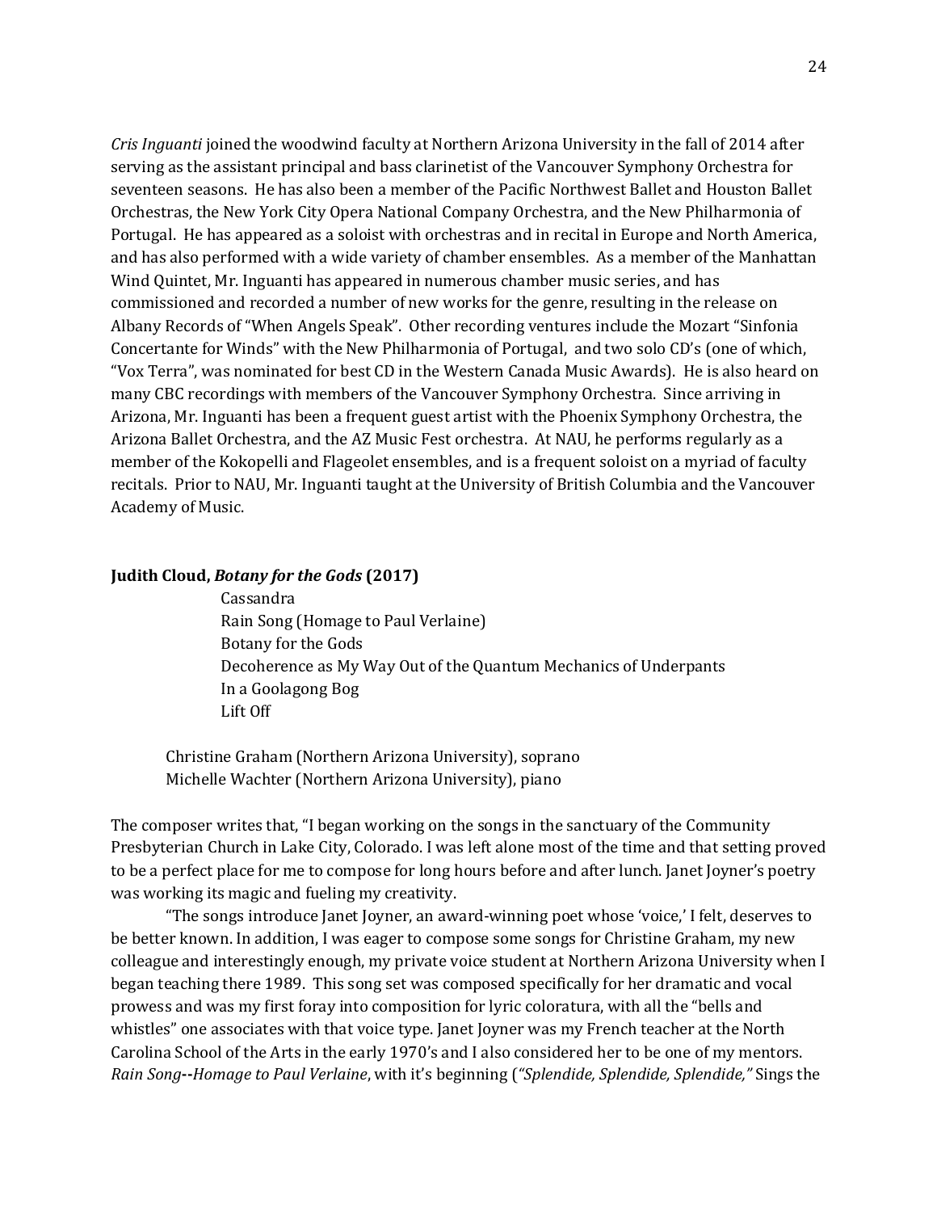*Cris Inguanti* joined the woodwind faculty at Northern Arizona University in the fall of 2014 after serving as the assistant principal and bass clarinetist of the Vancouver Symphony Orchestra for seventeen seasons. He has also been a member of the Pacific Northwest Ballet and Houston Ballet Orchestras, the New York City Opera National Company Orchestra, and the New Philharmonia of Portugal. He has appeared as a soloist with orchestras and in recital in Europe and North America, and has also performed with a wide variety of chamber ensembles. As a member of the Manhattan Wind Quintet, Mr. Inguanti has appeared in numerous chamber music series, and has commissioned and recorded a number of new works for the genre, resulting in the release on Albany Records of "When Angels Speak". Other recording ventures include the Mozart "Sinfonia Concertante for Winds" with the New Philharmonia of Portugal, and two solo CD's (one of which, "Vox Terra", was nominated for best CD in the Western Canada Music Awards). He is also heard on many CBC recordings with members of the Vancouver Symphony Orchestra. Since arriving in Arizona, Mr. Inguanti has been a frequent guest artist with the Phoenix Symphony Orchestra, the Arizona Ballet Orchestra, and the AZ Music Fest orchestra. At NAU, he performs regularly as a member of the Kokopelli and Flageolet ensembles, and is a frequent soloist on a myriad of faculty recitals. Prior to NAU, Mr. Inguanti taught at the University of British Columbia and the Vancouver Academy of Music.

**Judith Cloud, *Botany for the Gods* (2017)**

Cassandra
Rain Song (Homage to Paul Verlaine)
Botany for the Gods
Decoherence as My Way Out of the Quantum Mechanics of Underpants
In a Goolagong Bog
Lift Off

Christine Graham (Northern Arizona University), soprano
Michelle Wachter (Northern Arizona University), piano

The composer writes that, "I began working on the songs in the sanctuary of the Community Presbyterian Church in Lake City, Colorado. I was left alone most of the time and that setting proved to be a perfect place for me to compose for long hours before and after lunch. Janet Joyner's poetry was working its magic and fueling my creativity.

"The songs introduce Janet Joyner, an award-winning poet whose 'voice,' I felt, deserves to be better known. In addition, I was eager to compose some songs for Christine Graham, my new colleague and interestingly enough, my private voice student at Northern Arizona University when I began teaching there 1989. This song set was composed specifically for her dramatic and vocal prowess and was my first foray into composition for lyric coloratura, with all the "bells and whistles" one associates with that voice type. Janet Joyner was my French teacher at the North Carolina School of the Arts in the early 1970's and I also considered her to be one of my mentors. *Rain Song*--*Homage to Paul Verlaine*, with it's beginning (*"Splendide, Splendide, Splendide,"* Sings the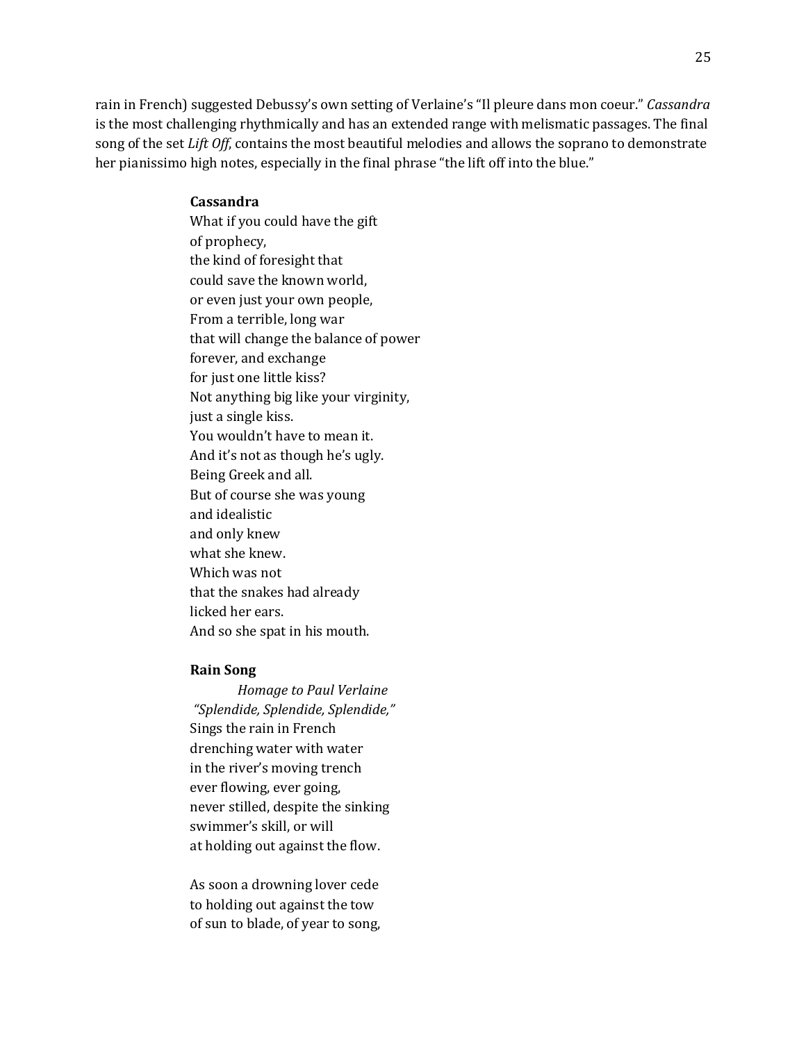rain in French) suggested Debussy's own setting of Verlaine's "Il pleure dans mon coeur." *Cassandra* is the most challenging rhythmically and has an extended range with melismatic passages. The final song of the set *Lift Off*, contains the most beautiful melodies and allows the soprano to demonstrate her pianissimo high notes, especially in the final phrase "the lift off into the blue."

**Cassandra**

What if you could have the gift  
of prophecy,  
the kind of foresight that  
could save the known world,  
or even just your own people,  
From a terrible, long war  
that will change the balance of power  
forever, and exchange  
for just one little kiss?  
Not anything big like your virginity,  
just a single kiss.  
You wouldn't have to mean it.  
And it's not as though he's ugly.  
Being Greek and all.  
But of course she was young  
and idealistic  
and only knew  
what she knew.  
Which was not  
that the snakes had already  
licked her ears.  
And so she spat in his mouth.

**Rain Song**

*Homage to Paul Verlaine*  
*"Splendide, Splendide, Splendide,"*  
Sings the rain in French  
drenching water with water  
in the river's moving trench  
ever flowing, ever going,  
never stilled, despite the sinking  
swimmer's skill, or will  
at holding out against the flow.

As soon a drowning lover cede  
to holding out against the tow  
of sun to blade, of year to song,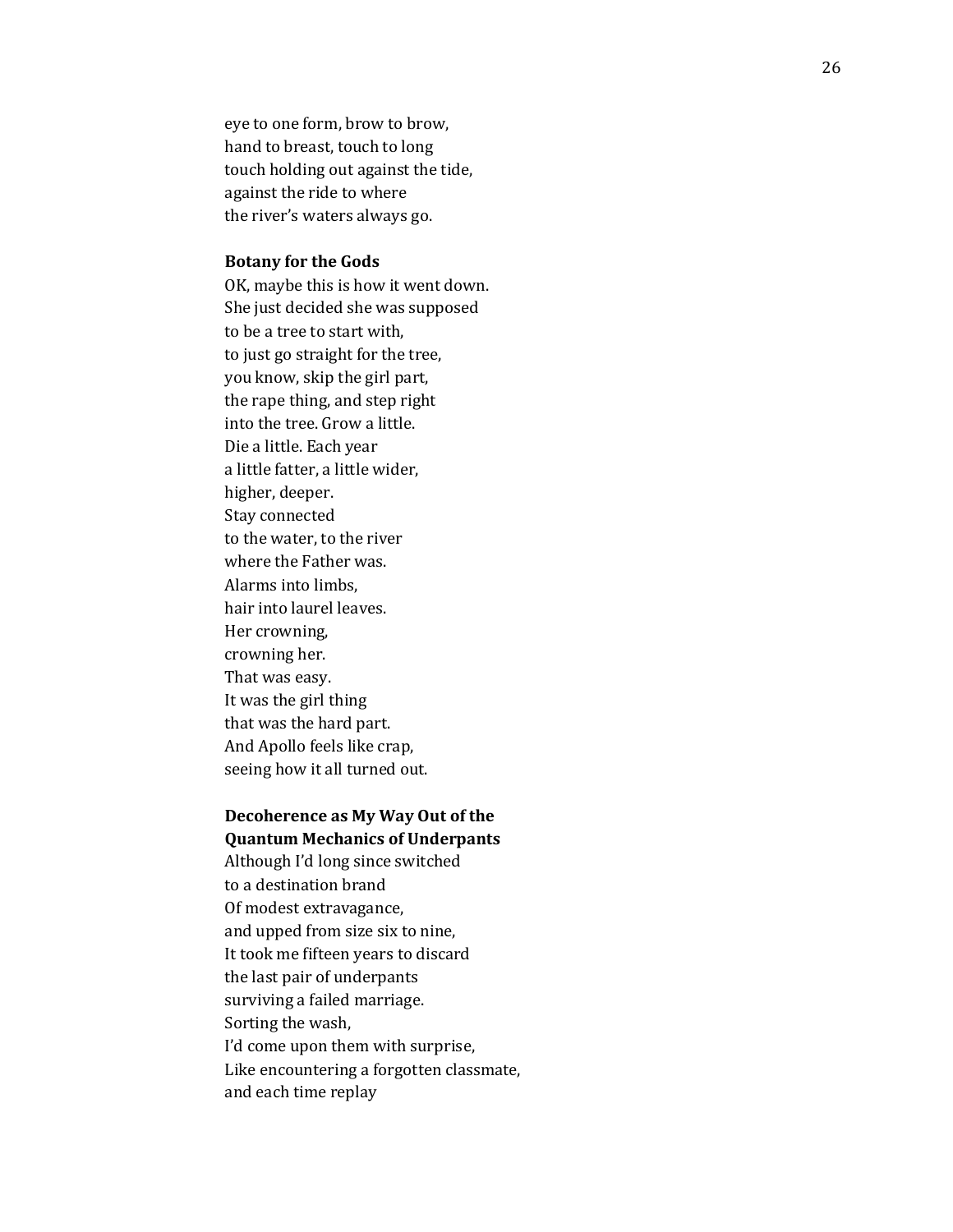eye to one form, brow to brow,
hand to breast, touch to long
touch holding out against the tide,
against the ride to where
the river's waters always go.

### Botany for the Gods

OK, maybe this is how it went down.
She just decided she was supposed
to be a tree to start with,
to just go straight for the tree,
you know, skip the girl part,
the rape thing, and step right
into the tree. Grow a little.
Die a little. Each year
a little fatter, a little wider,
higher, deeper.
Stay connected
to the water, to the river
where the Father was.
Alarms into limbs,
hair into laurel leaves.
Her crowning,
crowning her.
That was easy.
It was the girl thing
that was the hard part.
And Apollo feels like crap,
seeing how it all turned out.

### Decoherence as My Way Out of the Quantum Mechanics of Underpants

Although I'd long since switched
to a destination brand
Of modest extravagance,
and upped from size six to nine,
It took me fifteen years to discard
the last pair of underpants
surviving a failed marriage.
Sorting the wash,
I'd come upon them with surprise,
Like encountering a forgotten classmate,
and each time replay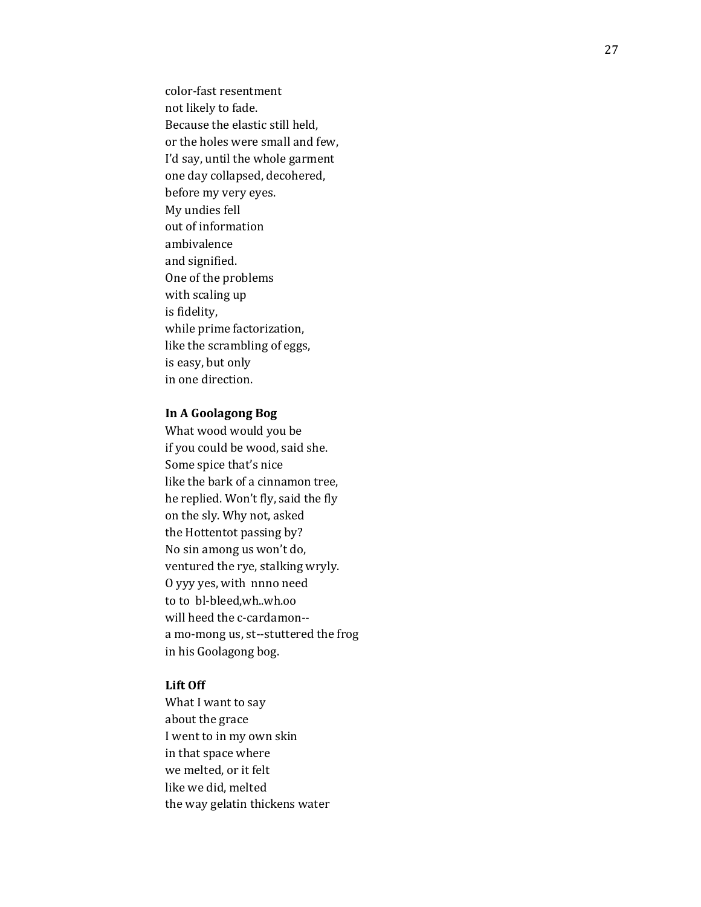color-fast resentment
not likely to fade.
Because the elastic still held,
or the holes were small and few,
I'd say, until the whole garment
one day collapsed, decohered,
before my very eyes.
My undies fell
out of information
ambivalence
and signified.
One of the problems
with scaling up
is fidelity,
while prime factorization,
like the scrambling of eggs,
is easy, but only
in one direction.

**In A Goolagong Bog**

What wood would you be
if you could be wood, said she.
Some spice that's nice
like the bark of a cinnamon tree,
he replied. Won't fly, said the fly
on the sly. Why not, asked
the Hottentot passing by?
No sin among us won't do,
ventured the rye, stalking wryly.
O yyy yes, with  nnno need
to to  bl-bleed,wh..wh.oo
will heed the c-cardamon--
a mo-mong us, st--stuttered the frog
in his Goolagong bog.

**Lift Off**

What I want to say
about the grace
I went to in my own skin
in that space where
we melted, or it felt
like we did, melted
the way gelatin thickens water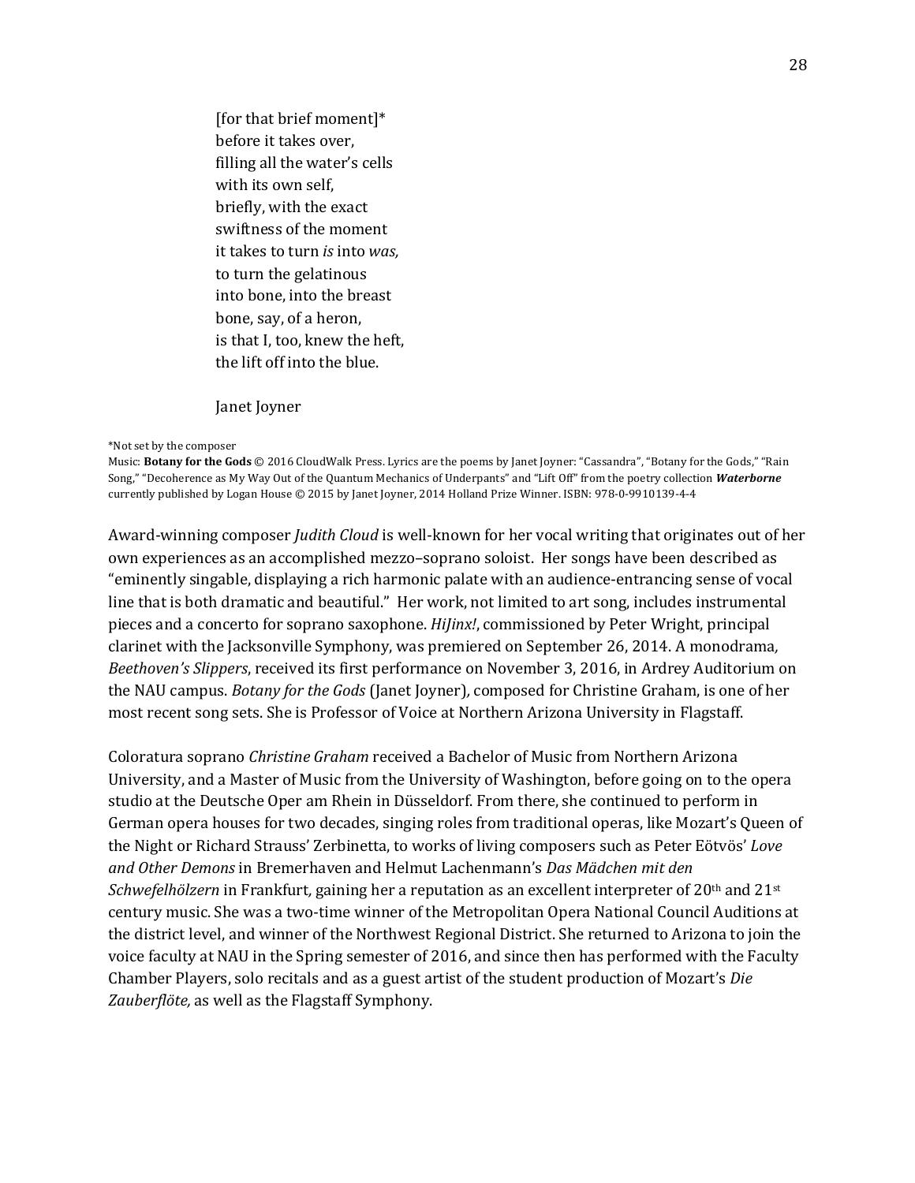[for that brief moment]*  
before it takes over,  
filling all the water's cells  
with its own self,  
briefly, with the exact  
swiftness of the moment  
it takes to turn *is* into *was,*  
to turn the gelatinous  
into bone, into the breast  
bone, say, of a heron,  
is that I, too, knew the heft,  
the lift off into the blue.

Janet Joyner

*Not set by the composer  
Music: **Botany for the Gods** © 2016 CloudWalk Press. Lyrics are the poems by Janet Joyner: "Cassandra", "Botany for the Gods," "Rain Song," "Decoherence as My Way Out of the Quantum Mechanics of Underpants" and "Lift Off" from the poetry collection ***Waterborne*** currently published by Logan House © 2015 by Janet Joyner, 2014 Holland Prize Winner. ISBN: 978-0-9910139-4-4

Award-winning composer *Judith Cloud* is well-known for her vocal writing that originates out of her own experiences as an accomplished mezzo–soprano soloist. Her songs have been described as "eminently singable, displaying a rich harmonic palate with an audience-entrancing sense of vocal line that is both dramatic and beautiful." Her work, not limited to art song, includes instrumental pieces and a concerto for soprano saxophone. *HiJinx!*, commissioned by Peter Wright, principal clarinet with the Jacksonville Symphony, was premiered on September 26, 2014. A monodrama, *Beethoven's Slippers*, received its first performance on November 3, 2016, in Ardrey Auditorium on the NAU campus. *Botany for the Gods* (Janet Joyner), composed for Christine Graham, is one of her most recent song sets. She is Professor of Voice at Northern Arizona University in Flagstaff.

Coloratura soprano *Christine Graham* received a Bachelor of Music from Northern Arizona University, and a Master of Music from the University of Washington, before going on to the opera studio at the Deutsche Oper am Rhein in Düsseldorf. From there, she continued to perform in German opera houses for two decades, singing roles from traditional operas, like Mozart's Queen of the Night or Richard Strauss' Zerbinetta, to works of living composers such as Peter Eötvös' *Love and Other Demons* in Bremerhaven and Helmut Lachenmann's *Das Mädchen mit den Schwefelhölzern* in Frankfurt, gaining her a reputation as an excellent interpreter of 20th and 21st century music. She was a two-time winner of the Metropolitan Opera National Council Auditions at the district level, and winner of the Northwest Regional District. She returned to Arizona to join the voice faculty at NAU in the Spring semester of 2016, and since then has performed with the Faculty Chamber Players, solo recitals and as a guest artist of the student production of Mozart's *Die Zauberflöte,* as well as the Flagstaff Symphony.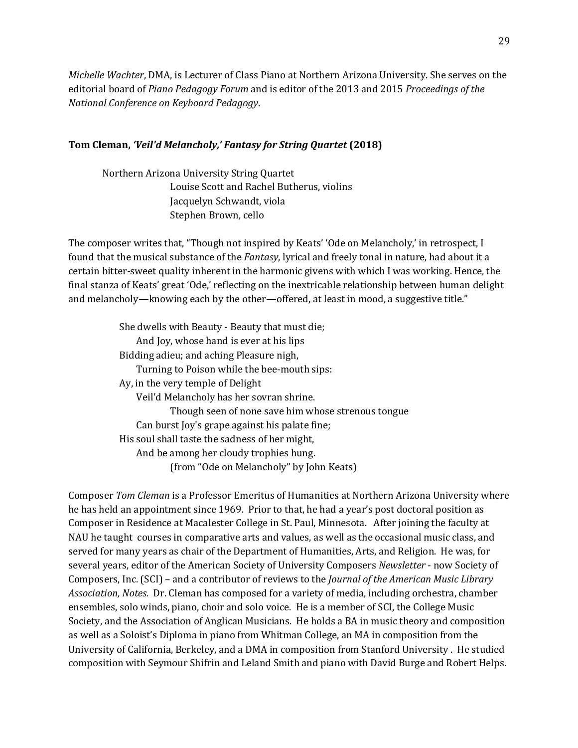*Michelle Wachter*, DMA, is Lecturer of Class Piano at Northern Arizona University. She serves on the editorial board of *Piano Pedagogy Forum* and is editor of the 2013 and 2015 *Proceedings of the National Conference on Keyboard Pedagogy*.

**Tom Cleman, *'Veil'd Melancholy,' Fantasy for String Quartet* (2018)**

Northern Arizona University String Quartet
Louise Scott and Rachel Butherus, violins
Jacquelyn Schwandt, viola
Stephen Brown, cello

The composer writes that, "Though not inspired by Keats' 'Ode on Melancholy,' in retrospect, I found that the musical substance of the *Fantasy*, lyrical and freely tonal in nature, had about it a certain bitter-sweet quality inherent in the harmonic givens with which I was working. Hence, the final stanza of Keats' great 'Ode,' reflecting on the inextricable relationship between human delight and melancholy—knowing each by the other—offered, at least in mood, a suggestive title."

She dwells with Beauty - Beauty that must die;
And Joy, whose hand is ever at his lips
Bidding adieu; and aching Pleasure nigh,
Turning to Poison while the bee-mouth sips:
Ay, in the very temple of Delight
Veil'd Melancholy has her sovran shrine.
Though seen of none save him whose strenous tongue
Can burst Joy's grape against his palate fine;
His soul shall taste the sadness of her might,
And be among her cloudy trophies hung.
(from "Ode on Melancholy" by John Keats)

Composer *Tom Cleman* is a Professor Emeritus of Humanities at Northern Arizona University where he has held an appointment since 1969. Prior to that, he had a year's post doctoral position as Composer in Residence at Macalester College in St. Paul, Minnesota. After joining the faculty at NAU he taught courses in comparative arts and values, as well as the occasional music class, and served for many years as chair of the Department of Humanities, Arts, and Religion. He was, for several years, editor of the American Society of University Composers *Newsletter* - now Society of Composers, Inc. (SCI) – and a contributor of reviews to the *Journal of the American Music Library Association, Notes.* Dr. Cleman has composed for a variety of media, including orchestra, chamber ensembles, solo winds, piano, choir and solo voice. He is a member of SCI, the College Music Society, and the Association of Anglican Musicians. He holds a BA in music theory and composition as well as a Soloist's Diploma in piano from Whitman College, an MA in composition from the University of California, Berkeley, and a DMA in composition from Stanford University . He studied composition with Seymour Shifrin and Leland Smith and piano with David Burge and Robert Helps.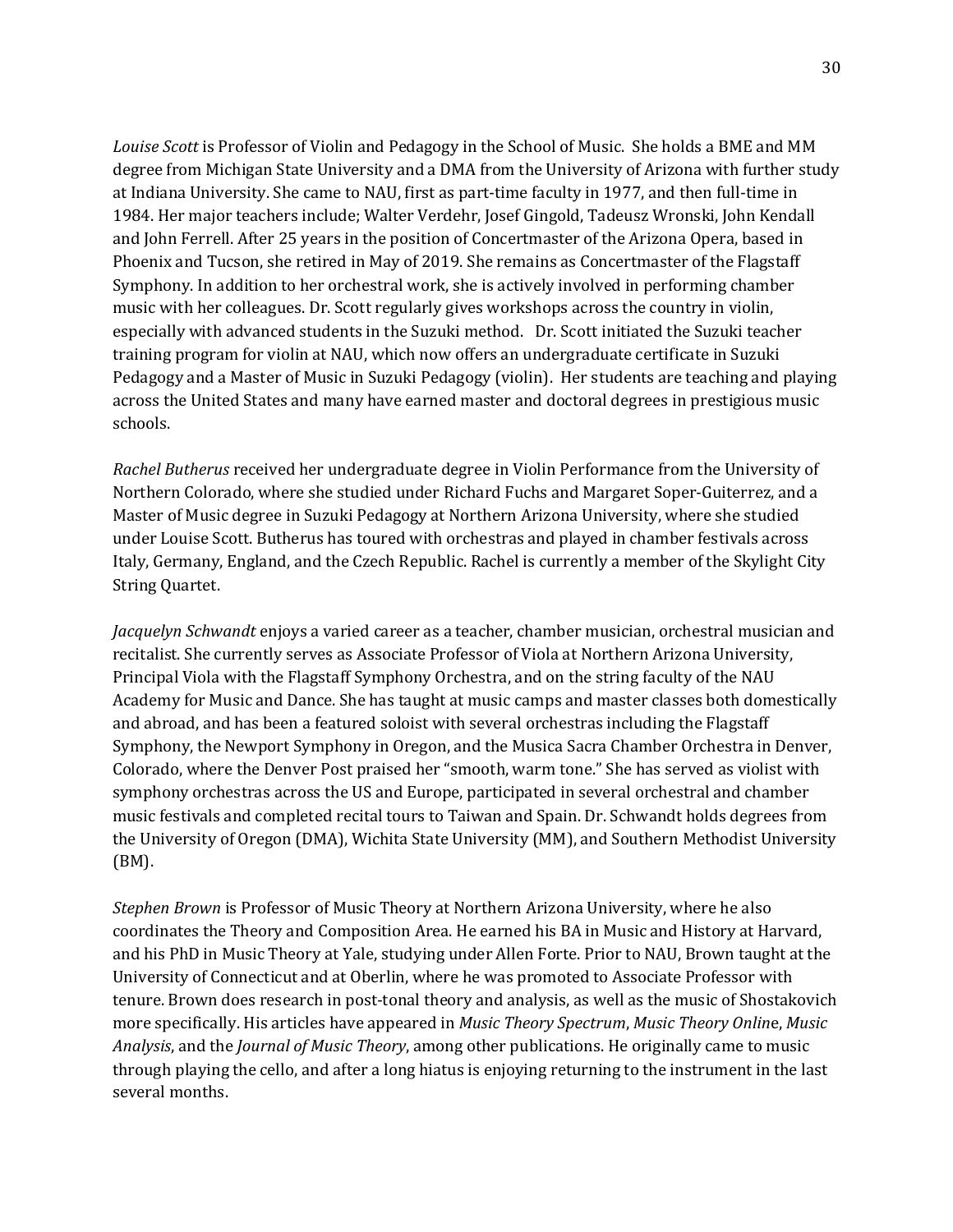*Louise Scott* is Professor of Violin and Pedagogy in the School of Music. She holds a BME and MM degree from Michigan State University and a DMA from the University of Arizona with further study at Indiana University. She came to NAU, first as part-time faculty in 1977, and then full-time in 1984. Her major teachers include; Walter Verdehr, Josef Gingold, Tadeusz Wronski, John Kendall and John Ferrell. After 25 years in the position of Concertmaster of the Arizona Opera, based in Phoenix and Tucson, she retired in May of 2019. She remains as Concertmaster of the Flagstaff Symphony. In addition to her orchestral work, she is actively involved in performing chamber music with her colleagues. Dr. Scott regularly gives workshops across the country in violin, especially with advanced students in the Suzuki method. Dr. Scott initiated the Suzuki teacher training program for violin at NAU, which now offers an undergraduate certificate in Suzuki Pedagogy and a Master of Music in Suzuki Pedagogy (violin). Her students are teaching and playing across the United States and many have earned master and doctoral degrees in prestigious music schools.

*Rachel Butherus* received her undergraduate degree in Violin Performance from the University of Northern Colorado, where she studied under Richard Fuchs and Margaret Soper-Guiterrez, and a Master of Music degree in Suzuki Pedagogy at Northern Arizona University, where she studied under Louise Scott. Butherus has toured with orchestras and played in chamber festivals across Italy, Germany, England, and the Czech Republic. Rachel is currently a member of the Skylight City String Quartet.

*Jacquelyn Schwandt* enjoys a varied career as a teacher, chamber musician, orchestral musician and recitalist. She currently serves as Associate Professor of Viola at Northern Arizona University, Principal Viola with the Flagstaff Symphony Orchestra, and on the string faculty of the NAU Academy for Music and Dance. She has taught at music camps and master classes both domestically and abroad, and has been a featured soloist with several orchestras including the Flagstaff Symphony, the Newport Symphony in Oregon, and the Musica Sacra Chamber Orchestra in Denver, Colorado, where the Denver Post praised her "smooth, warm tone." She has served as violist with symphony orchestras across the US and Europe, participated in several orchestral and chamber music festivals and completed recital tours to Taiwan and Spain. Dr. Schwandt holds degrees from the University of Oregon (DMA), Wichita State University (MM), and Southern Methodist University (BM).

*Stephen Brown* is Professor of Music Theory at Northern Arizona University, where he also coordinates the Theory and Composition Area. He earned his BA in Music and History at Harvard, and his PhD in Music Theory at Yale, studying under Allen Forte. Prior to NAU, Brown taught at the University of Connecticut and at Oberlin, where he was promoted to Associate Professor with tenure. Brown does research in post-tonal theory and analysis, as well as the music of Shostakovich more specifically. His articles have appeared in *Music Theory Spectrum*, *Music Theory Online*, *Music Analysis*, and the *Journal of Music Theory*, among other publications. He originally came to music through playing the cello, and after a long hiatus is enjoying returning to the instrument in the last several months.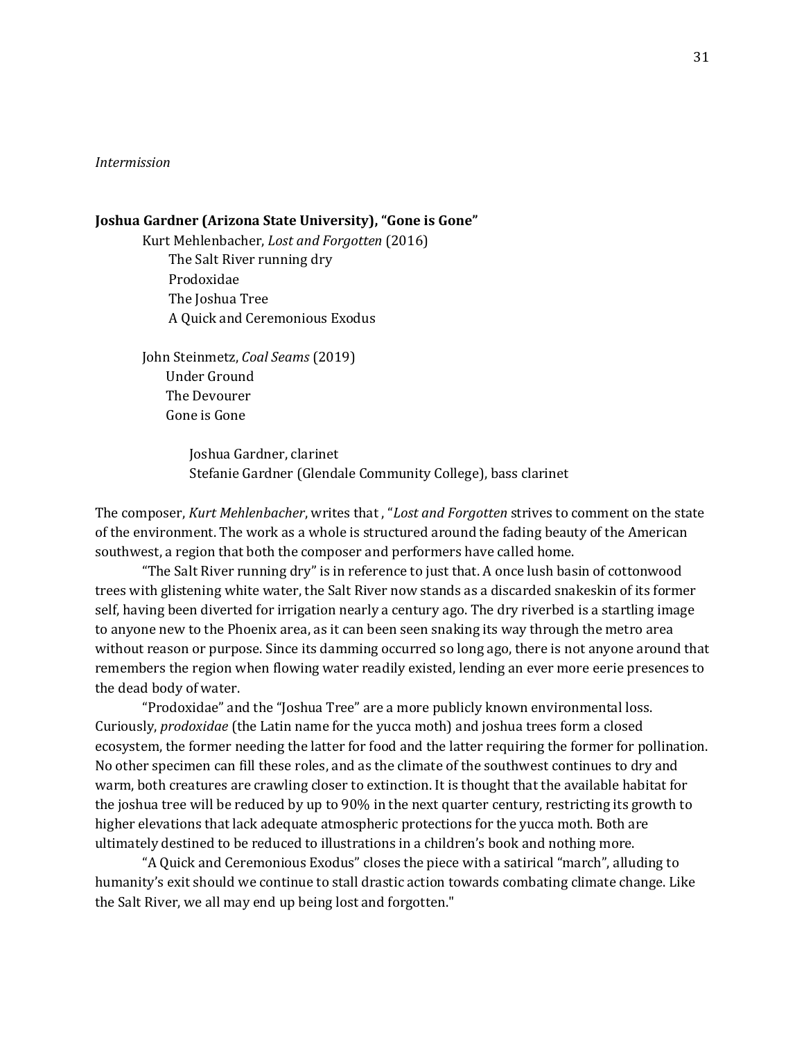*Intermission*

**Joshua Gardner (Arizona State University), "Gone is Gone"**

Kurt Mehlenbacher, *Lost and Forgotten* (2016)
- The Salt River running dry
- Prodoxidae
- The Joshua Tree
- A Quick and Ceremonious Exodus

John Steinmetz, *Coal Seams* (2019)
- Under Ground
- The Devourer
- Gone is Gone

Joshua Gardner, clarinet
Stefanie Gardner (Glendale Community College), bass clarinet

The composer, *Kurt Mehlenbacher*, writes that , "*Lost and Forgotten* strives to comment on the state of the environment. The work as a whole is structured around the fading beauty of the American southwest, a region that both the composer and performers have called home.

"The Salt River running dry" is in reference to just that. A once lush basin of cottonwood trees with glistening white water, the Salt River now stands as a discarded snakeskin of its former self, having been diverted for irrigation nearly a century ago. The dry riverbed is a startling image to anyone new to the Phoenix area, as it can been seen snaking its way through the metro area without reason or purpose. Since its damming occurred so long ago, there is not anyone around that remembers the region when flowing water readily existed, lending an ever more eerie presences to the dead body of water.

"Prodoxidae" and the "Joshua Tree" are a more publicly known environmental loss. Curiously, *prodoxidae* (the Latin name for the yucca moth) and joshua trees form a closed ecosystem, the former needing the latter for food and the latter requiring the former for pollination. No other specimen can fill these roles, and as the climate of the southwest continues to dry and warm, both creatures are crawling closer to extinction. It is thought that the available habitat for the joshua tree will be reduced by up to 90% in the next quarter century, restricting its growth to higher elevations that lack adequate atmospheric protections for the yucca moth. Both are ultimately destined to be reduced to illustrations in a children's book and nothing more.

"A Quick and Ceremonious Exodus" closes the piece with a satirical "march", alluding to humanity's exit should we continue to stall drastic action towards combating climate change. Like the Salt River, we all may end up being lost and forgotten."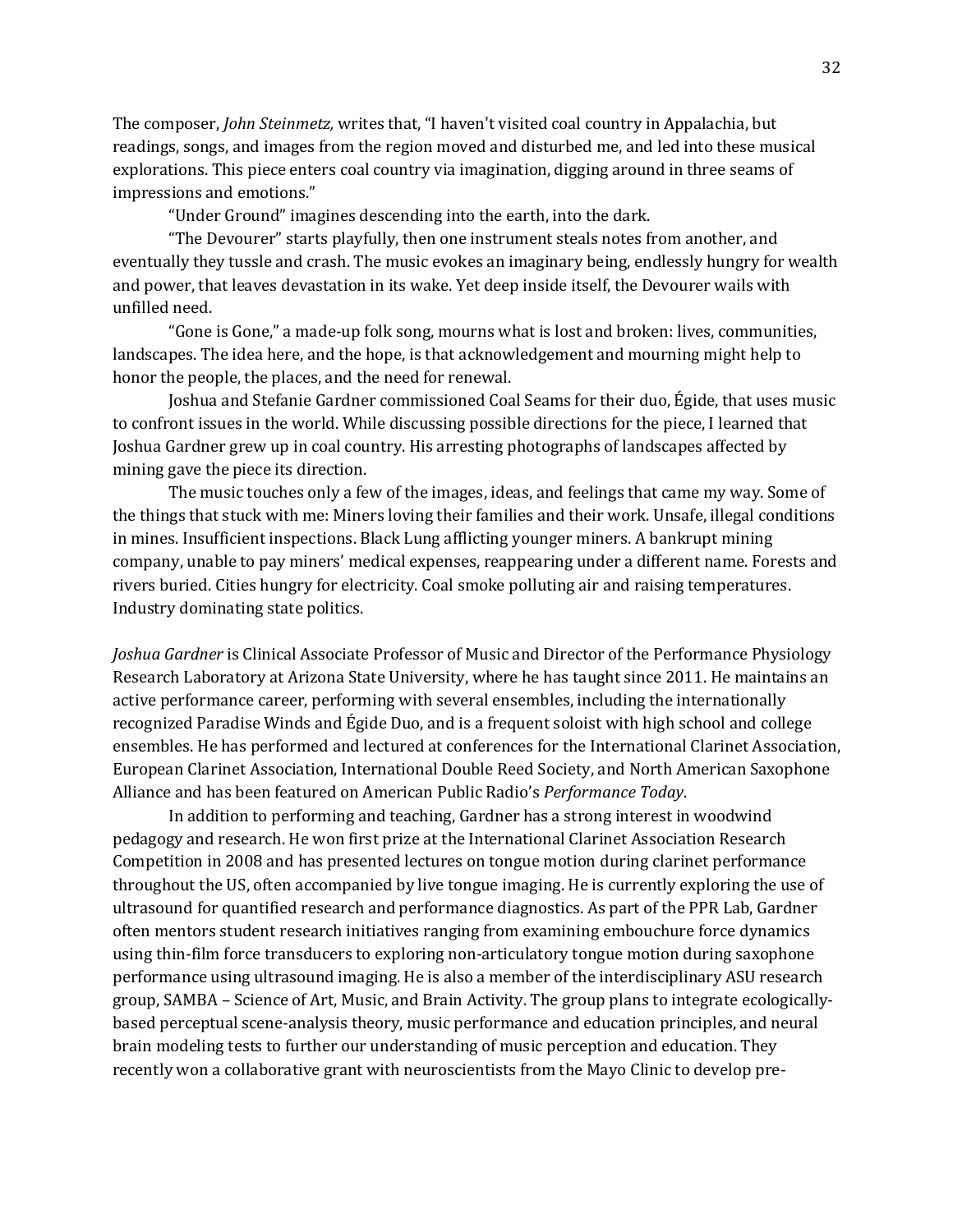The composer, *John Steinmetz,* writes that, "I haven't visited coal country in Appalachia, but readings, songs, and images from the region moved and disturbed me, and led into these musical explorations. This piece enters coal country via imagination, digging around in three seams of impressions and emotions."

"Under Ground" imagines descending into the earth, into the dark.

"The Devourer" starts playfully, then one instrument steals notes from another, and eventually they tussle and crash. The music evokes an imaginary being, endlessly hungry for wealth and power, that leaves devastation in its wake. Yet deep inside itself, the Devourer wails with unfilled need.

"Gone is Gone," a made-up folk song, mourns what is lost and broken: lives, communities, landscapes. The idea here, and the hope, is that acknowledgement and mourning might help to honor the people, the places, and the need for renewal.

Joshua and Stefanie Gardner commissioned Coal Seams for their duo, Égide, that uses music to confront issues in the world. While discussing possible directions for the piece, I learned that Joshua Gardner grew up in coal country. His arresting photographs of landscapes affected by mining gave the piece its direction.

The music touches only a few of the images, ideas, and feelings that came my way. Some of the things that stuck with me: Miners loving their families and their work. Unsafe, illegal conditions in mines. Insufficient inspections. Black Lung afflicting younger miners. A bankrupt mining company, unable to pay miners' medical expenses, reappearing under a different name. Forests and rivers buried. Cities hungry for electricity. Coal smoke polluting air and raising temperatures. Industry dominating state politics.

*Joshua Gardner* is Clinical Associate Professor of Music and Director of the Performance Physiology Research Laboratory at Arizona State University, where he has taught since 2011. He maintains an active performance career, performing with several ensembles, including the internationally recognized Paradise Winds and Égide Duo, and is a frequent soloist with high school and college ensembles. He has performed and lectured at conferences for the International Clarinet Association, European Clarinet Association, International Double Reed Society, and North American Saxophone Alliance and has been featured on American Public Radio's *Performance Today*.

In addition to performing and teaching, Gardner has a strong interest in woodwind pedagogy and research. He won first prize at the International Clarinet Association Research Competition in 2008 and has presented lectures on tongue motion during clarinet performance throughout the US, often accompanied by live tongue imaging. He is currently exploring the use of ultrasound for quantified research and performance diagnostics. As part of the PPR Lab, Gardner often mentors student research initiatives ranging from examining embouchure force dynamics using thin-film force transducers to exploring non-articulatory tongue motion during saxophone performance using ultrasound imaging. He is also a member of the interdisciplinary ASU research group, SAMBA – Science of Art, Music, and Brain Activity. The group plans to integrate ecologically-based perceptual scene-analysis theory, music performance and education principles, and neural brain modeling tests to further our understanding of music perception and education. They recently won a collaborative grant with neuroscientists from the Mayo Clinic to develop pre-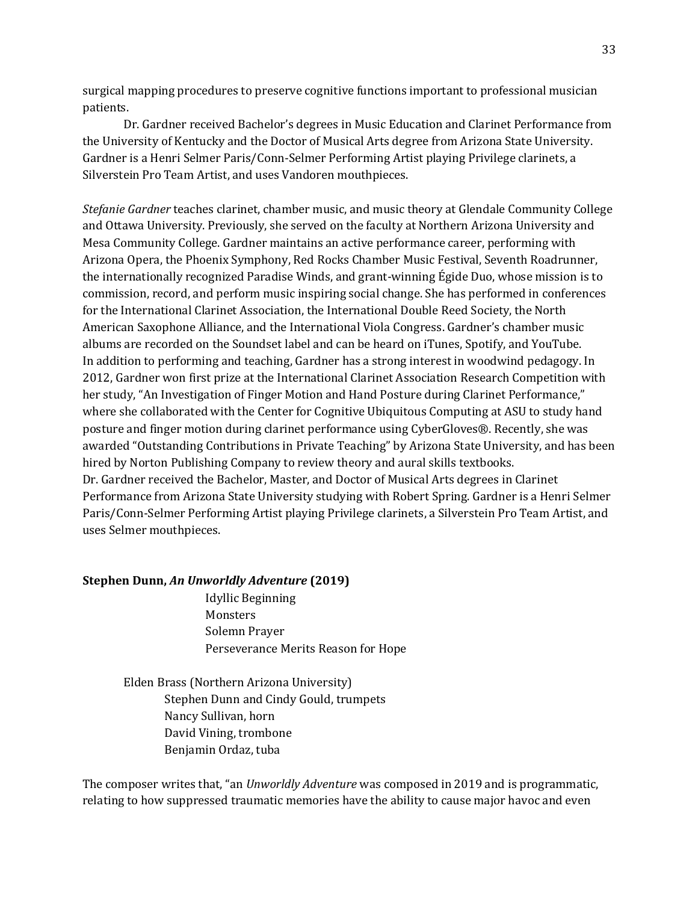surgical mapping procedures to preserve cognitive functions important to professional musician patients.

Dr. Gardner received Bachelor's degrees in Music Education and Clarinet Performance from the University of Kentucky and the Doctor of Musical Arts degree from Arizona State University. Gardner is a Henri Selmer Paris/Conn-Selmer Performing Artist playing Privilege clarinets, a Silverstein Pro Team Artist, and uses Vandoren mouthpieces.

*Stefanie Gardner* teaches clarinet, chamber music, and music theory at Glendale Community College and Ottawa University. Previously, she served on the faculty at Northern Arizona University and Mesa Community College. Gardner maintains an active performance career, performing with Arizona Opera, the Phoenix Symphony, Red Rocks Chamber Music Festival, Seventh Roadrunner, the internationally recognized Paradise Winds, and grant-winning Égide Duo, whose mission is to commission, record, and perform music inspiring social change. She has performed in conferences for the International Clarinet Association, the International Double Reed Society, the North American Saxophone Alliance, and the International Viola Congress. Gardner's chamber music albums are recorded on the Soundset label and can be heard on iTunes, Spotify, and YouTube.
In addition to performing and teaching, Gardner has a strong interest in woodwind pedagogy. In 2012, Gardner won first prize at the International Clarinet Association Research Competition with her study, "An Investigation of Finger Motion and Hand Posture during Clarinet Performance," where she collaborated with the Center for Cognitive Ubiquitous Computing at ASU to study hand posture and finger motion during clarinet performance using CyberGloves®. Recently, she was awarded "Outstanding Contributions in Private Teaching" by Arizona State University, and has been hired by Norton Publishing Company to review theory and aural skills textbooks.
Dr. Gardner received the Bachelor, Master, and Doctor of Musical Arts degrees in Clarinet Performance from Arizona State University studying with Robert Spring. Gardner is a Henri Selmer Paris/Conn-Selmer Performing Artist playing Privilege clarinets, a Silverstein Pro Team Artist, and uses Selmer mouthpieces.

**Stephen Dunn, *An Unworldly Adventure* (2019)**

Idyllic Beginning
Monsters
Solemn Prayer
Perseverance Merits Reason for Hope

Elden Brass (Northern Arizona University)
Stephen Dunn and Cindy Gould, trumpets
Nancy Sullivan, horn
David Vining, trombone
Benjamin Ordaz, tuba

The composer writes that, "an *Unworldly Adventure* was composed in 2019 and is programmatic, relating to how suppressed traumatic memories have the ability to cause major havoc and even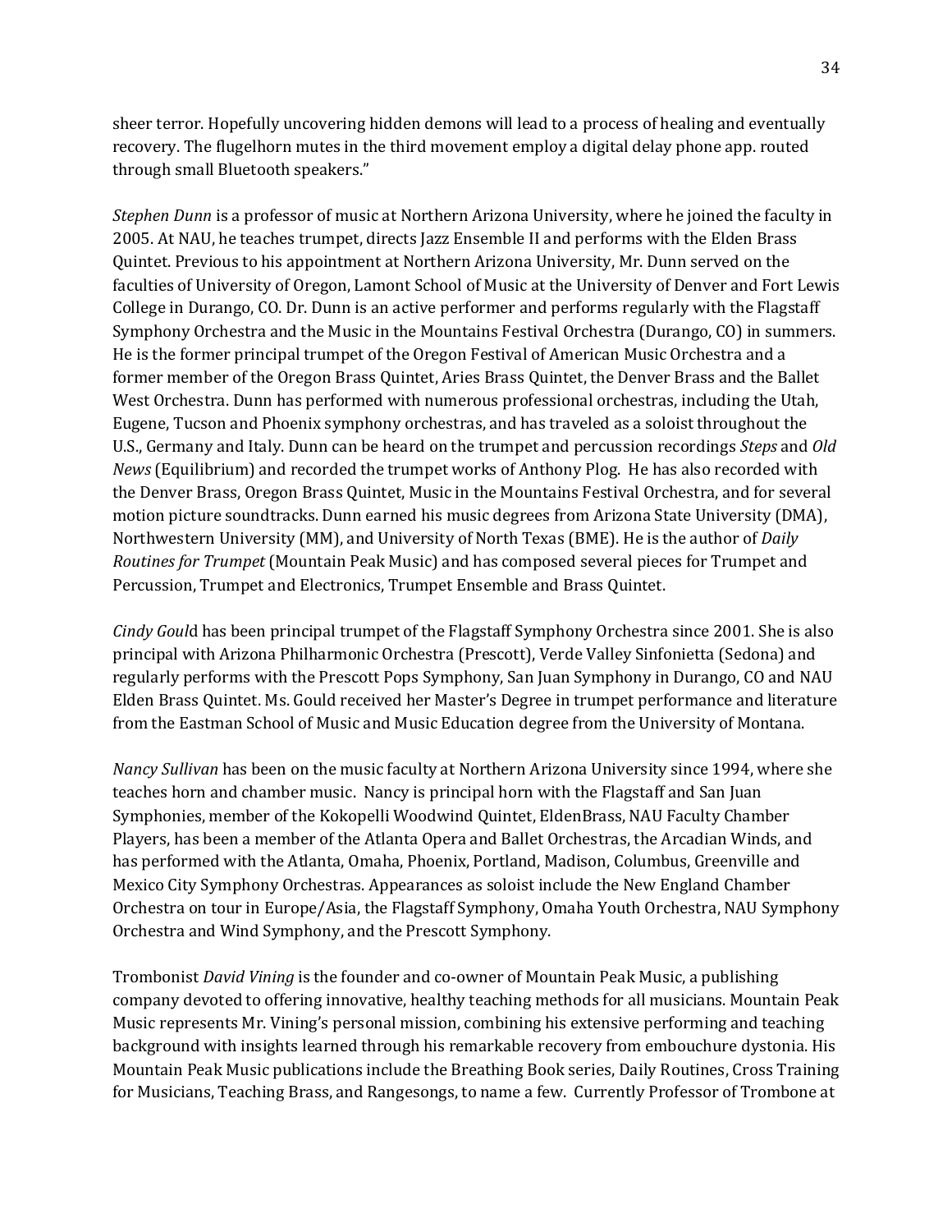sheer terror. Hopefully uncovering hidden demons will lead to a process of healing and eventually recovery. The flugelhorn mutes in the third movement employ a digital delay phone app. routed through small Bluetooth speakers."

*Stephen Dunn* is a professor of music at Northern Arizona University, where he joined the faculty in 2005. At NAU, he teaches trumpet, directs Jazz Ensemble II and performs with the Elden Brass Quintet. Previous to his appointment at Northern Arizona University, Mr. Dunn served on the faculties of University of Oregon, Lamont School of Music at the University of Denver and Fort Lewis College in Durango, CO. Dr. Dunn is an active performer and performs regularly with the Flagstaff Symphony Orchestra and the Music in the Mountains Festival Orchestra (Durango, CO) in summers. He is the former principal trumpet of the Oregon Festival of American Music Orchestra and a former member of the Oregon Brass Quintet, Aries Brass Quintet, the Denver Brass and the Ballet West Orchestra. Dunn has performed with numerous professional orchestras, including the Utah, Eugene, Tucson and Phoenix symphony orchestras, and has traveled as a soloist throughout the U.S., Germany and Italy. Dunn can be heard on the trumpet and percussion recordings *Steps* and *Old News* (Equilibrium) and recorded the trumpet works of Anthony Plog. He has also recorded with the Denver Brass, Oregon Brass Quintet, Music in the Mountains Festival Orchestra, and for several motion picture soundtracks. Dunn earned his music degrees from Arizona State University (DMA), Northwestern University (MM), and University of North Texas (BME). He is the author of *Daily Routines for Trumpet* (Mountain Peak Music) and has composed several pieces for Trumpet and Percussion, Trumpet and Electronics, Trumpet Ensemble and Brass Quintet.

*Cindy Goul*d has been principal trumpet of the Flagstaff Symphony Orchestra since 2001. She is also principal with Arizona Philharmonic Orchestra (Prescott), Verde Valley Sinfonietta (Sedona) and regularly performs with the Prescott Pops Symphony, San Juan Symphony in Durango, CO and NAU Elden Brass Quintet. Ms. Gould received her Master's Degree in trumpet performance and literature from the Eastman School of Music and Music Education degree from the University of Montana.

*Nancy Sullivan* has been on the music faculty at Northern Arizona University since 1994, where she teaches horn and chamber music. Nancy is principal horn with the Flagstaff and San Juan Symphonies, member of the Kokopelli Woodwind Quintet, EldenBrass, NAU Faculty Chamber Players, has been a member of the Atlanta Opera and Ballet Orchestras, the Arcadian Winds, and has performed with the Atlanta, Omaha, Phoenix, Portland, Madison, Columbus, Greenville and Mexico City Symphony Orchestras. Appearances as soloist include the New England Chamber Orchestra on tour in Europe/Asia, the Flagstaff Symphony, Omaha Youth Orchestra, NAU Symphony Orchestra and Wind Symphony, and the Prescott Symphony.

Trombonist *David Vining* is the founder and co-owner of Mountain Peak Music, a publishing company devoted to offering innovative, healthy teaching methods for all musicians. Mountain Peak Music represents Mr. Vining's personal mission, combining his extensive performing and teaching background with insights learned through his remarkable recovery from embouchure dystonia. His Mountain Peak Music publications include the Breathing Book series, Daily Routines, Cross Training for Musicians, Teaching Brass, and Rangesongs, to name a few. Currently Professor of Trombone at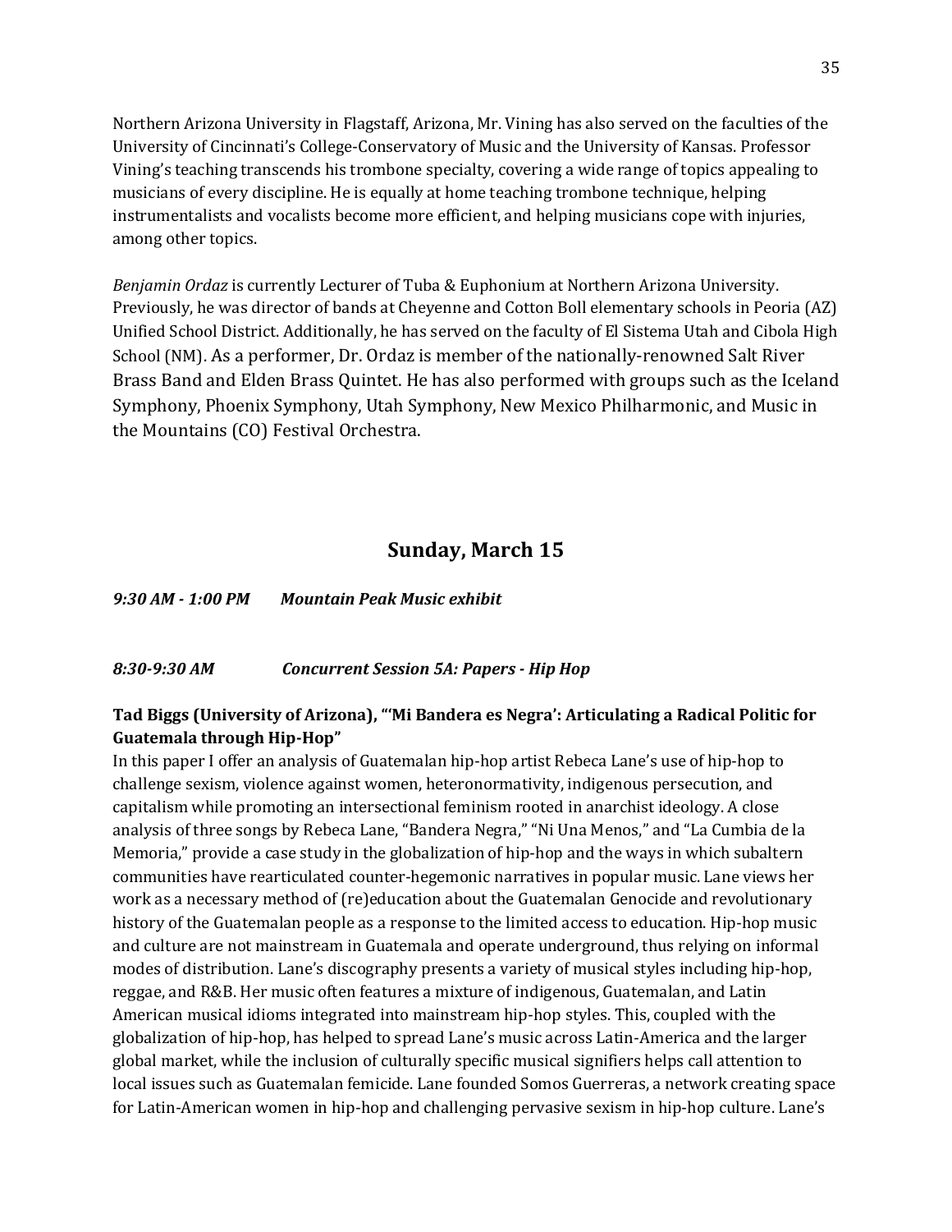Northern Arizona University in Flagstaff, Arizona, Mr. Vining has also served on the faculties of the University of Cincinnati's College-Conservatory of Music and the University of Kansas. Professor Vining's teaching transcends his trombone specialty, covering a wide range of topics appealing to musicians of every discipline. He is equally at home teaching trombone technique, helping instrumentalists and vocalists become more efficient, and helping musicians cope with injuries, among other topics.

*Benjamin Ordaz* is currently Lecturer of Tuba & Euphonium at Northern Arizona University. Previously, he was director of bands at Cheyenne and Cotton Boll elementary schools in Peoria (AZ) Unified School District. Additionally, he has served on the faculty of El Sistema Utah and Cibola High School (NM). As a performer, Dr. Ordaz is member of the nationally-renowned Salt River Brass Band and Elden Brass Quintet. He has also performed with groups such as the Iceland Symphony, Phoenix Symphony, Utah Symphony, New Mexico Philharmonic, and Music in the Mountains (CO) Festival Orchestra.

## Sunday, March 15

***9:30 AM - 1:00 PM Mountain Peak Music exhibit***

***8:30-9:30 AM Concurrent Session 5A: Papers - Hip Hop***

**Tad Biggs (University of Arizona), "'Mi Bandera es Negra': Articulating a Radical Politic for Guatemala through Hip-Hop"**

In this paper I offer an analysis of Guatemalan hip-hop artist Rebeca Lane's use of hip-hop to challenge sexism, violence against women, heteronormativity, indigenous persecution, and capitalism while promoting an intersectional feminism rooted in anarchist ideology. A close analysis of three songs by Rebeca Lane, "Bandera Negra," "Ni Una Menos," and "La Cumbia de la Memoria," provide a case study in the globalization of hip-hop and the ways in which subaltern communities have rearticulated counter-hegemonic narratives in popular music. Lane views her work as a necessary method of (re)education about the Guatemalan Genocide and revolutionary history of the Guatemalan people as a response to the limited access to education. Hip-hop music and culture are not mainstream in Guatemala and operate underground, thus relying on informal modes of distribution. Lane's discography presents a variety of musical styles including hip-hop, reggae, and R&B. Her music often features a mixture of indigenous, Guatemalan, and Latin American musical idioms integrated into mainstream hip-hop styles. This, coupled with the globalization of hip-hop, has helped to spread Lane's music across Latin-America and the larger global market, while the inclusion of culturally specific musical signifiers helps call attention to local issues such as Guatemalan femicide. Lane founded Somos Guerreras, a network creating space for Latin-American women in hip-hop and challenging pervasive sexism in hip-hop culture. Lane's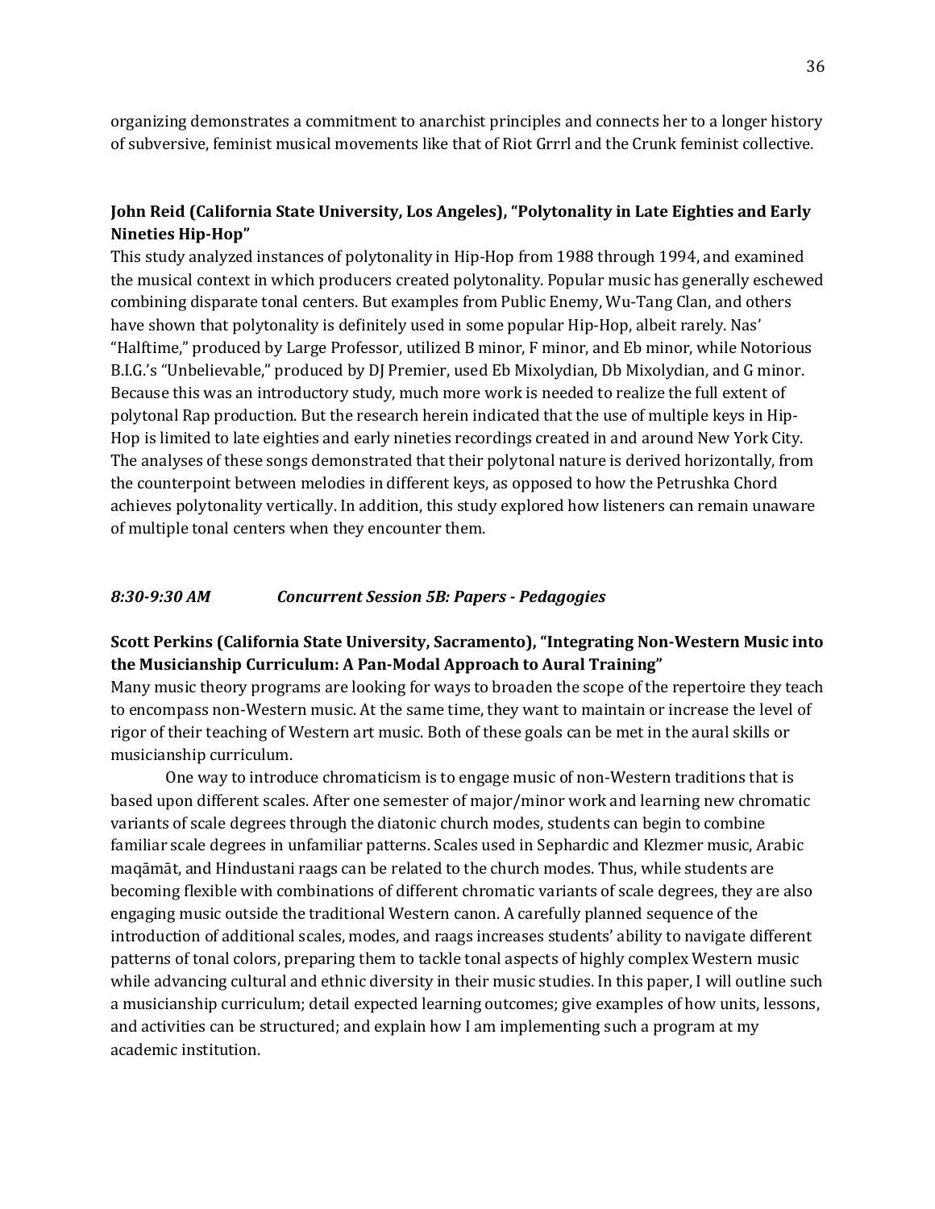organizing demonstrates a commitment to anarchist principles and connects her to a longer history of subversive, feminist musical movements like that of Riot Grrrl and the Crunk feminist collective.

**John Reid (California State University, Los Angeles), "Polytonality in Late Eighties and Early Nineties Hip-Hop"**

This study analyzed instances of polytonality in Hip-Hop from 1988 through 1994, and examined the musical context in which producers created polytonality. Popular music has generally eschewed combining disparate tonal centers. But examples from Public Enemy, Wu-Tang Clan, and others have shown that polytonality is definitely used in some popular Hip-Hop, albeit rarely. Nas' "Halftime," produced by Large Professor, utilized B minor, F minor, and Eb minor, while Notorious B.I.G.'s "Unbelievable," produced by DJ Premier, used Eb Mixolydian, Db Mixolydian, and G minor. Because this was an introductory study, much more work is needed to realize the full extent of polytonal Rap production. But the research herein indicated that the use of multiple keys in Hip-Hop is limited to late eighties and early nineties recordings created in and around New York City. The analyses of these songs demonstrated that their polytonal nature is derived horizontally, from the counterpoint between melodies in different keys, as opposed to how the Petrushka Chord achieves polytonality vertically. In addition, this study explored how listeners can remain unaware of multiple tonal centers when they encounter them.

***8:30-9:30 AM Concurrent Session 5B: Papers - Pedagogies***

**Scott Perkins (California State University, Sacramento), "Integrating Non-Western Music into the Musicianship Curriculum: A Pan-Modal Approach to Aural Training"**

Many music theory programs are looking for ways to broaden the scope of the repertoire they teach to encompass non-Western music. At the same time, they want to maintain or increase the level of rigor of their teaching of Western art music. Both of these goals can be met in the aural skills or musicianship curriculum.

One way to introduce chromaticism is to engage music of non-Western traditions that is based upon different scales. After one semester of major/minor work and learning new chromatic variants of scale degrees through the diatonic church modes, students can begin to combine familiar scale degrees in unfamiliar patterns. Scales used in Sephardic and Klezmer music, Arabic maqāmāt, and Hindustani raags can be related to the church modes. Thus, while students are becoming flexible with combinations of different chromatic variants of scale degrees, they are also engaging music outside the traditional Western canon. A carefully planned sequence of the introduction of additional scales, modes, and raags increases students' ability to navigate different patterns of tonal colors, preparing them to tackle tonal aspects of highly complex Western music while advancing cultural and ethnic diversity in their music studies. In this paper, I will outline such a musicianship curriculum; detail expected learning outcomes; give examples of how units, lessons, and activities can be structured; and explain how I am implementing such a program at my academic institution.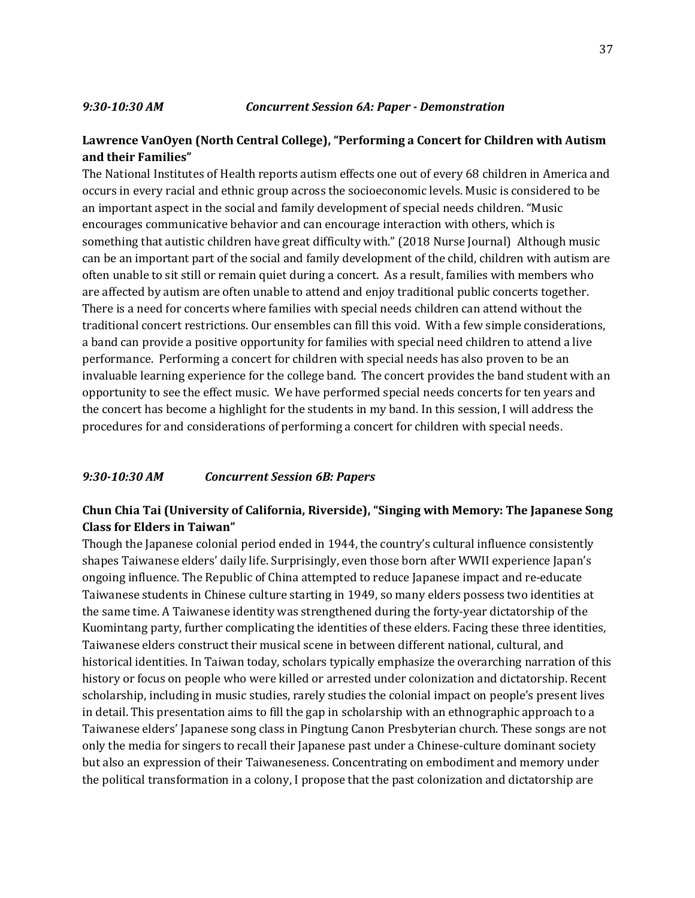*9:30-10:30 AM Concurrent Session 6A: Paper - Demonstration*

**Lawrence VanOyen (North Central College), "Performing a Concert for Children with Autism and their Families"**

The National Institutes of Health reports autism effects one out of every 68 children in America and occurs in every racial and ethnic group across the socioeconomic levels. Music is considered to be an important aspect in the social and family development of special needs children. "Music encourages communicative behavior and can encourage interaction with others, which is something that autistic children have great difficulty with." (2018 Nurse Journal) Although music can be an important part of the social and family development of the child, children with autism are often unable to sit still or remain quiet during a concert. As a result, families with members who are affected by autism are often unable to attend and enjoy traditional public concerts together. There is a need for concerts where families with special needs children can attend without the traditional concert restrictions. Our ensembles can fill this void. With a few simple considerations, a band can provide a positive opportunity for families with special need children to attend a live performance. Performing a concert for children with special needs has also proven to be an invaluable learning experience for the college band. The concert provides the band student with an opportunity to see the effect music. We have performed special needs concerts for ten years and the concert has become a highlight for the students in my band. In this session, I will address the procedures for and considerations of performing a concert for children with special needs.

*9:30-10:30 AM Concurrent Session 6B: Papers*

**Chun Chia Tai (University of California, Riverside), "Singing with Memory: The Japanese Song Class for Elders in Taiwan"**

Though the Japanese colonial period ended in 1944, the country's cultural influence consistently shapes Taiwanese elders' daily life. Surprisingly, even those born after WWII experience Japan's ongoing influence. The Republic of China attempted to reduce Japanese impact and re-educate Taiwanese students in Chinese culture starting in 1949, so many elders possess two identities at the same time. A Taiwanese identity was strengthened during the forty-year dictatorship of the Kuomintang party, further complicating the identities of these elders. Facing these three identities, Taiwanese elders construct their musical scene in between different national, cultural, and historical identities. In Taiwan today, scholars typically emphasize the overarching narration of this history or focus on people who were killed or arrested under colonization and dictatorship. Recent scholarship, including in music studies, rarely studies the colonial impact on people's present lives in detail. This presentation aims to fill the gap in scholarship with an ethnographic approach to a Taiwanese elders' Japanese song class in Pingtung Canon Presbyterian church. These songs are not only the media for singers to recall their Japanese past under a Chinese-culture dominant society but also an expression of their Taiwaneseness. Concentrating on embodiment and memory under the political transformation in a colony, I propose that the past colonization and dictatorship are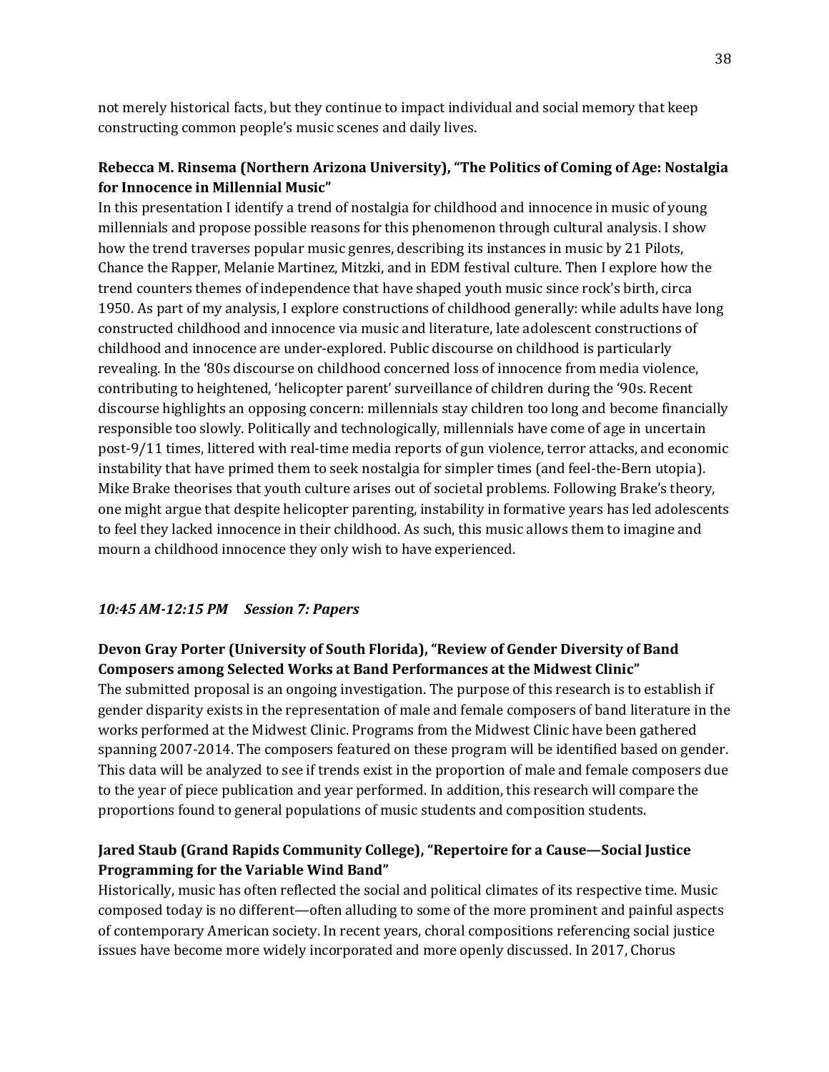not merely historical facts, but they continue to impact individual and social memory that keep constructing common people's music scenes and daily lives.

**Rebecca M. Rinsema (Northern Arizona University), "The Politics of Coming of Age: Nostalgia for Innocence in Millennial Music"**

In this presentation I identify a trend of nostalgia for childhood and innocence in music of young millennials and propose possible reasons for this phenomenon through cultural analysis. I show how the trend traverses popular music genres, describing its instances in music by 21 Pilots, Chance the Rapper, Melanie Martinez, Mitzki, and in EDM festival culture. Then I explore how the trend counters themes of independence that have shaped youth music since rock's birth, circa 1950. As part of my analysis, I explore constructions of childhood generally: while adults have long constructed childhood and innocence via music and literature, late adolescent constructions of childhood and innocence are under-explored. Public discourse on childhood is particularly revealing. In the '80s discourse on childhood concerned loss of innocence from media violence, contributing to heightened, 'helicopter parent' surveillance of children during the '90s. Recent discourse highlights an opposing concern: millennials stay children too long and become financially responsible too slowly. Politically and technologically, millennials have come of age in uncertain post-9/11 times, littered with real-time media reports of gun violence, terror attacks, and economic instability that have primed them to seek nostalgia for simpler times (and feel-the-Bern utopia). Mike Brake theorises that youth culture arises out of societal problems. Following Brake's theory, one might argue that despite helicopter parenting, instability in formative years has led adolescents to feel they lacked innocence in their childhood. As such, this music allows them to imagine and mourn a childhood innocence they only wish to have experienced.

***10:45 AM-12:15 PM  Session 7: Papers***

**Devon Gray Porter (University of South Florida), "Review of Gender Diversity of Band Composers among Selected Works at Band Performances at the Midwest Clinic"**

The submitted proposal is an ongoing investigation. The purpose of this research is to establish if gender disparity exists in the representation of male and female composers of band literature in the works performed at the Midwest Clinic. Programs from the Midwest Clinic have been gathered spanning 2007-2014. The composers featured on these program will be identified based on gender. This data will be analyzed to see if trends exist in the proportion of male and female composers due to the year of piece publication and year performed. In addition, this research will compare the proportions found to general populations of music students and composition students.

**Jared Staub (Grand Rapids Community College), "Repertoire for a Cause—Social Justice Programming for the Variable Wind Band"**

Historically, music has often reflected the social and political climates of its respective time. Music composed today is no different—often alluding to some of the more prominent and painful aspects of contemporary American society. In recent years, choral compositions referencing social justice issues have become more widely incorporated and more openly discussed. In 2017, Chorus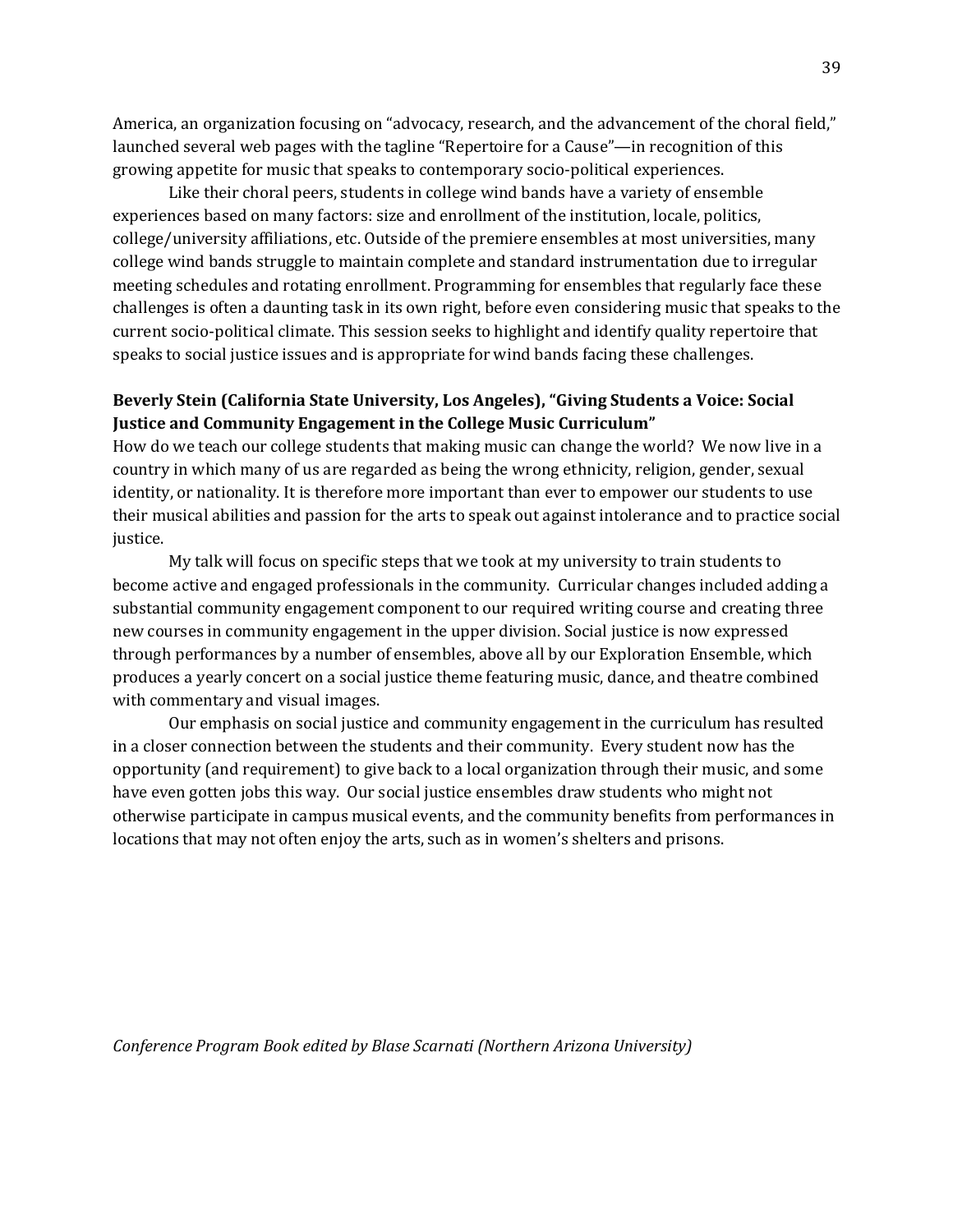America, an organization focusing on "advocacy, research, and the advancement of the choral field," launched several web pages with the tagline "Repertoire for a Cause"—in recognition of this growing appetite for music that speaks to contemporary socio-political experiences.

Like their choral peers, students in college wind bands have a variety of ensemble experiences based on many factors: size and enrollment of the institution, locale, politics, college/university affiliations, etc. Outside of the premiere ensembles at most universities, many college wind bands struggle to maintain complete and standard instrumentation due to irregular meeting schedules and rotating enrollment. Programming for ensembles that regularly face these challenges is often a daunting task in its own right, before even considering music that speaks to the current socio-political climate. This session seeks to highlight and identify quality repertoire that speaks to social justice issues and is appropriate for wind bands facing these challenges.

**Beverly Stein (California State University, Los Angeles), "Giving Students a Voice: Social Justice and Community Engagement in the College Music Curriculum"**

How do we teach our college students that making music can change the world? We now live in a country in which many of us are regarded as being the wrong ethnicity, religion, gender, sexual identity, or nationality. It is therefore more important than ever to empower our students to use their musical abilities and passion for the arts to speak out against intolerance and to practice social justice.

My talk will focus on specific steps that we took at my university to train students to become active and engaged professionals in the community. Curricular changes included adding a substantial community engagement component to our required writing course and creating three new courses in community engagement in the upper division. Social justice is now expressed through performances by a number of ensembles, above all by our Exploration Ensemble, which produces a yearly concert on a social justice theme featuring music, dance, and theatre combined with commentary and visual images.

Our emphasis on social justice and community engagement in the curriculum has resulted in a closer connection between the students and their community. Every student now has the opportunity (and requirement) to give back to a local organization through their music, and some have even gotten jobs this way. Our social justice ensembles draw students who might not otherwise participate in campus musical events, and the community benefits from performances in locations that may not often enjoy the arts, such as in women's shelters and prisons.

*Conference Program Book edited by Blase Scarnati (Northern Arizona University)*